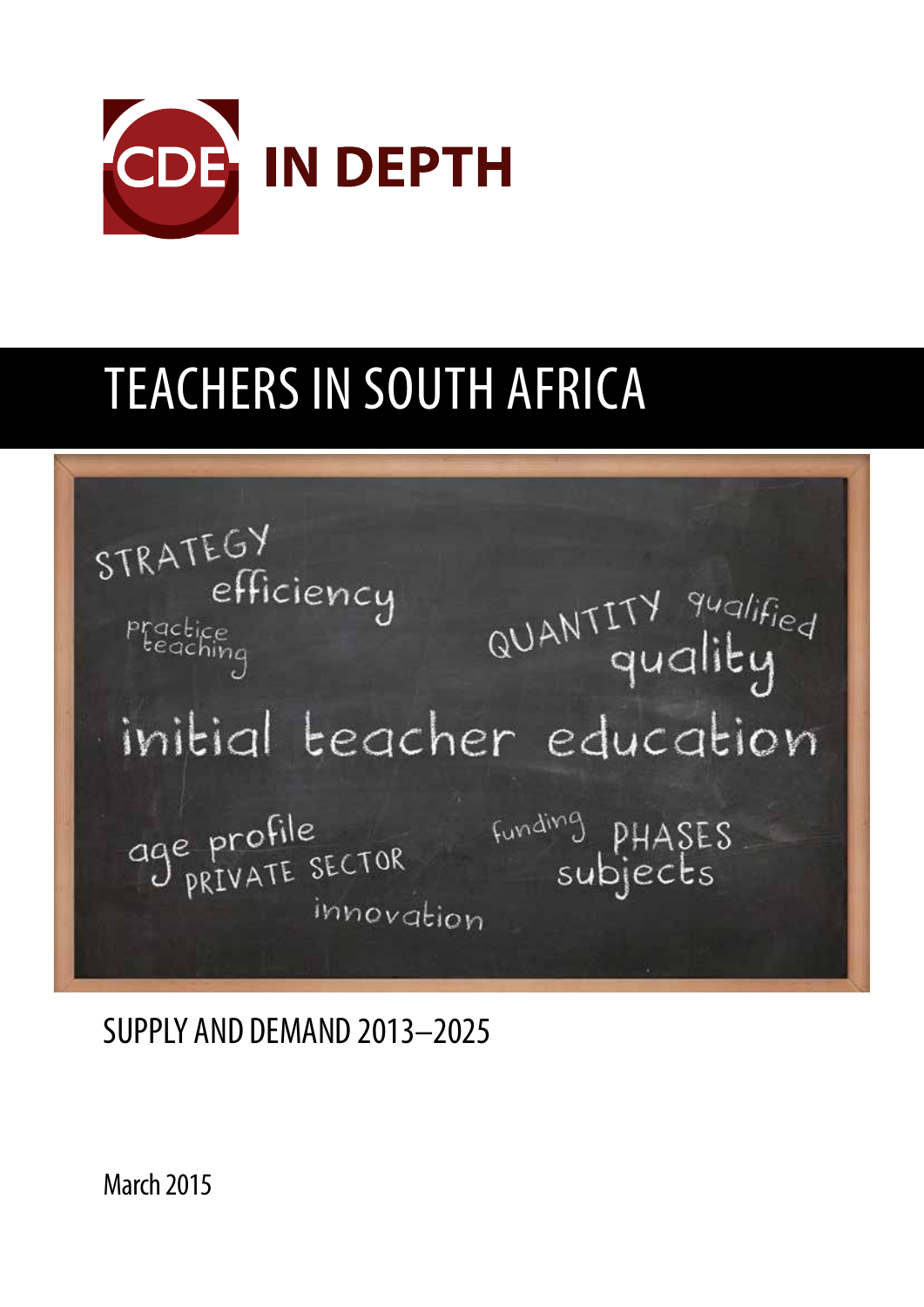CDE IN DEPTH

# TEACHERS IN SOUTH AFRICA

STRATEGY

efficiency

practice teaching

QUANTITY qualified

quality

initial teacher education

age profile

PRIVATE SECTOR

innovation

funding

PHASES

subjects

## SUPPLY AND DEMAND 2013–2025

March 2015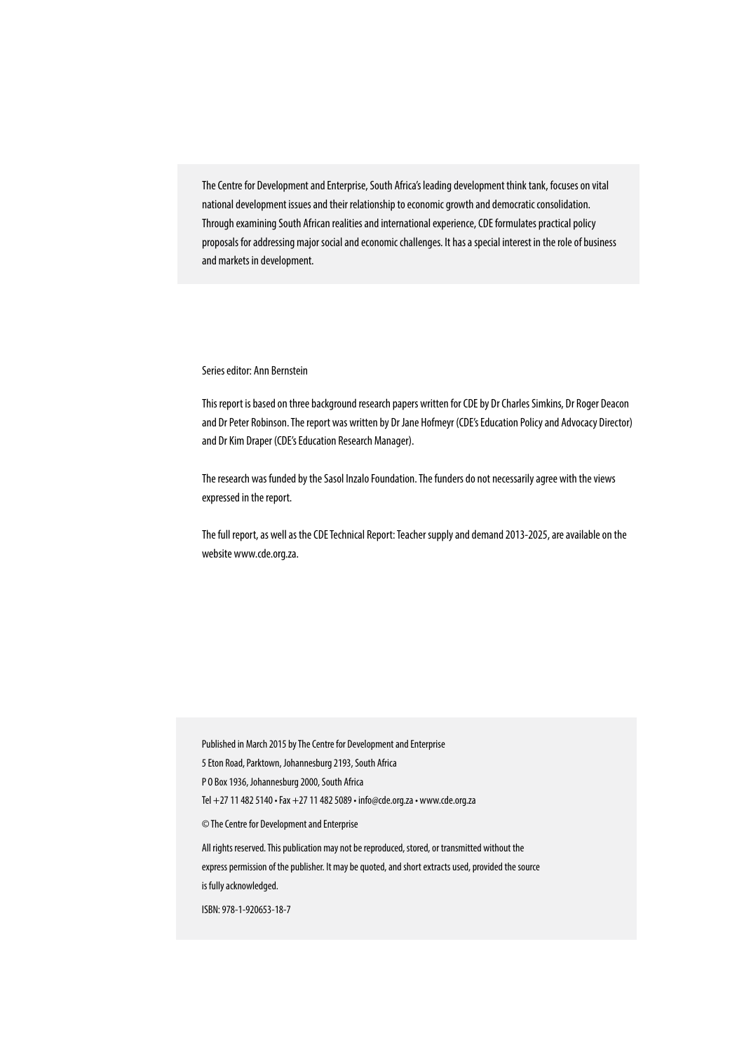The Centre for Development and Enterprise, South Africa's leading development think tank, focuses on vital national development issues and their relationship to economic growth and democratic consolidation. Through examining South African realities and international experience, CDE formulates practical policy proposals for addressing major social and economic challenges. It has a special interest in the role of business and markets in development.

Series editor: Ann Bernstein

This report is based on three background research papers written for CDE by Dr Charles Simkins, Dr Roger Deacon and Dr Peter Robinson. The report was written by Dr Jane Hofmeyr (CDE's Education Policy and Advocacy Director) and Dr Kim Draper (CDE's Education Research Manager).

The research was funded by the Sasol Inzalo Foundation. The funders do not necessarily agree with the views expressed in the report.

The full report, as well as the CDE Technical Report: Teacher supply and demand 2013-2025, are available on the website www.cde.org.za.

Published in March 2015 by The Centre for Development and Enterprise

5 Eton Road, Parktown, Johannesburg 2193, South Africa

P O Box 1936, Johannesburg 2000, South Africa

Tel +27 11 482 5140 • Fax +27 11 482 5089 • info@cde.org.za • www.cde.org.za

© The Centre for Development and Enterprise

All rights reserved. This publication may not be reproduced, stored, or transmitted without the express permission of the publisher. It may be quoted, and short extracts used, provided the source is fully acknowledged.

ISBN: 978-1-920653-18-7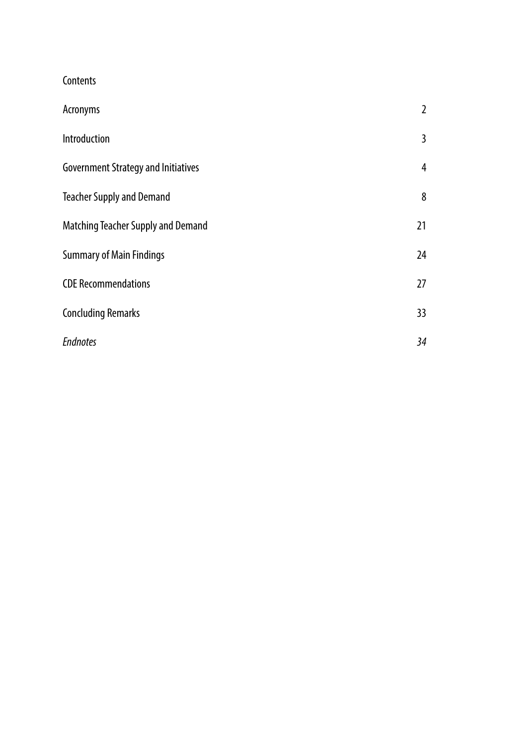# Contents

| | |
|---|---|
| Acronyms | 2 |
| Introduction | 3 |
| Government Strategy and Initiatives | 4 |
| Teacher Supply and Demand | 8 |
| Matching Teacher Supply and Demand | 21 |
| Summary of Main Findings | 24 |
| CDE Recommendations | 27 |
| Concluding Remarks | 33 |
| *Endnotes* | *34* |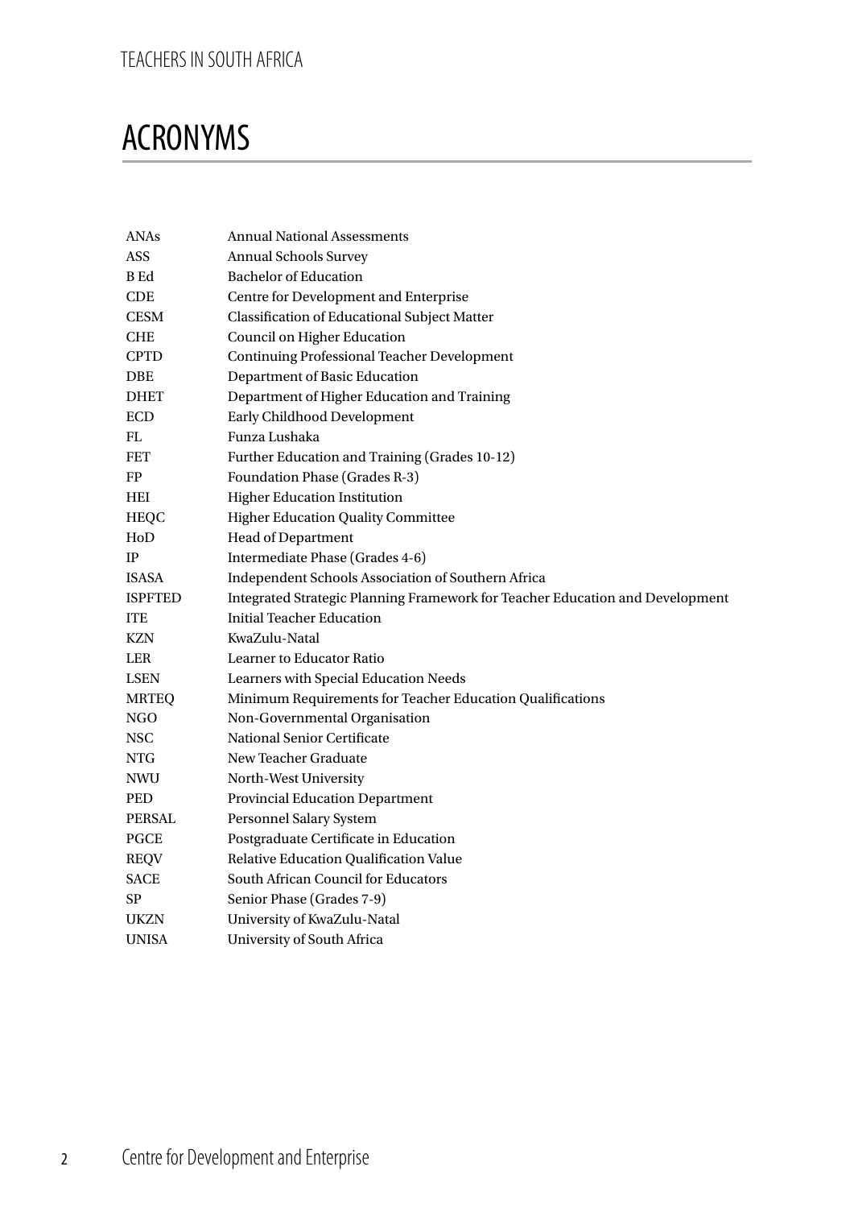# ACRONYMS

| | |
|---|---|
| ANAs | Annual National Assessments |
| ASS | Annual Schools Survey |
| B Ed | Bachelor of Education |
| CDE | Centre for Development and Enterprise |
| CESM | Classification of Educational Subject Matter |
| CHE | Council on Higher Education |
| CPTD | Continuing Professional Teacher Development |
| DBE | Department of Basic Education |
| DHET | Department of Higher Education and Training |
| ECD | Early Childhood Development |
| FL | Funza Lushaka |
| FET | Further Education and Training (Grades 10-12) |
| FP | Foundation Phase (Grades R-3) |
| HEI | Higher Education Institution |
| HEQC | Higher Education Quality Committee |
| HoD | Head of Department |
| IP | Intermediate Phase (Grades 4-6) |
| ISASA | Independent Schools Association of Southern Africa |
| ISPFTED | Integrated Strategic Planning Framework for Teacher Education and Development |
| ITE | Initial Teacher Education |
| KZN | KwaZulu-Natal |
| LER | Learner to Educator Ratio |
| LSEN | Learners with Special Education Needs |
| MRTEQ | Minimum Requirements for Teacher Education Qualifications |
| NGO | Non-Governmental Organisation |
| NSC | National Senior Certificate |
| NTG | New Teacher Graduate |
| NWU | North-West University |
| PED | Provincial Education Department |
| PERSAL | Personnel Salary System |
| PGCE | Postgraduate Certificate in Education |
| REQV | Relative Education Qualification Value |
| SACE | South African Council for Educators |
| SP | Senior Phase (Grades 7-9) |
| UKZN | University of KwaZulu-Natal |
| UNISA | University of South Africa |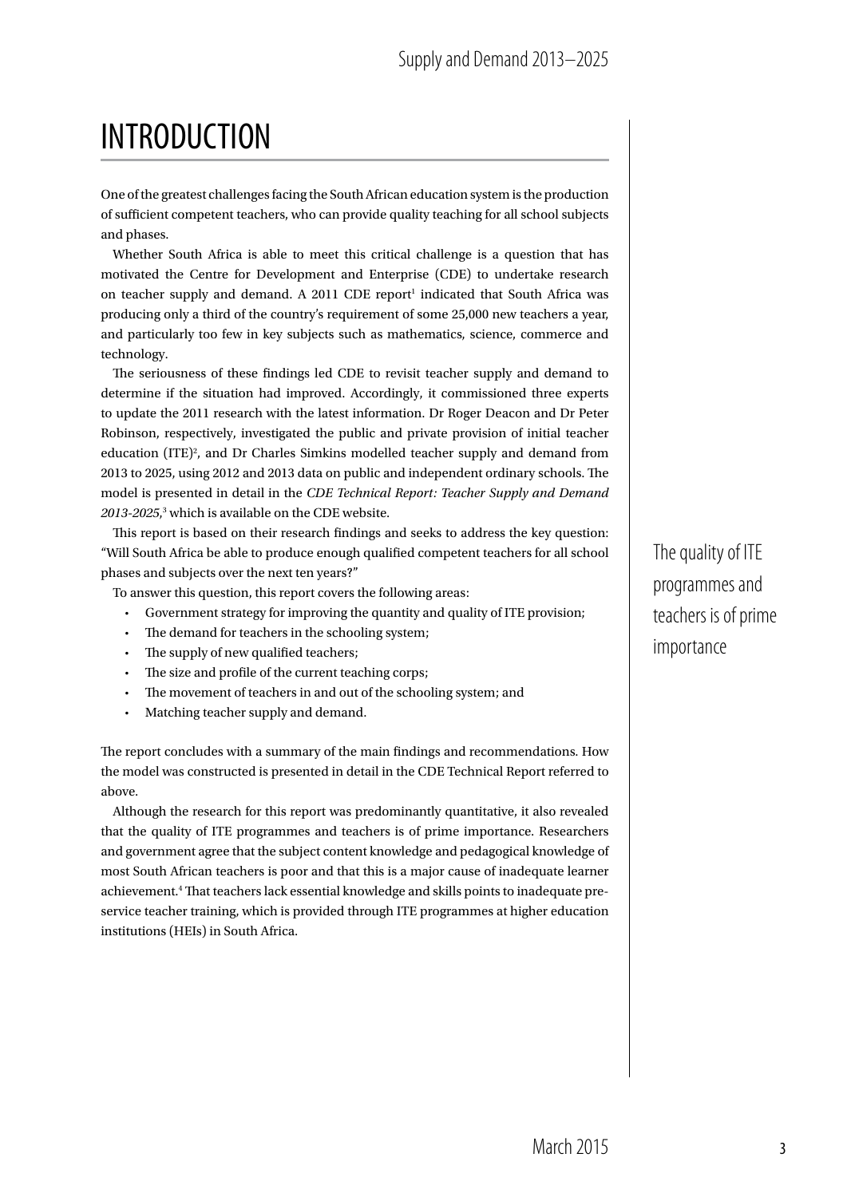# INTRODUCTION

One of the greatest challenges facing the South African education system is the production of sufficient competent teachers, who can provide quality teaching for all school subjects and phases.

Whether South Africa is able to meet this critical challenge is a question that has motivated the Centre for Development and Enterprise (CDE) to undertake research on teacher supply and demand. A 2011 CDE report[1] indicated that South Africa was producing only a third of the country's requirement of some 25,000 new teachers a year, and particularly too few in key subjects such as mathematics, science, commerce and technology.

The seriousness of these findings led CDE to revisit teacher supply and demand to determine if the situation had improved. Accordingly, it commissioned three experts to update the 2011 research with the latest information. Dr Roger Deacon and Dr Peter Robinson, respectively, investigated the public and private provision of initial teacher education (ITE)[2], and Dr Charles Simkins modelled teacher supply and demand from 2013 to 2025, using 2012 and 2013 data on public and independent ordinary schools. The model is presented in detail in the *CDE Technical Report: Teacher Supply and Demand 2013-2025*,[3] which is available on the CDE website.

This report is based on their research findings and seeks to address the key question: "Will South Africa be able to produce enough qualified competent teachers for all school phases and subjects over the next ten years?"

To answer this question, this report covers the following areas:

- Government strategy for improving the quantity and quality of ITE provision;
- The demand for teachers in the schooling system;
- The supply of new qualified teachers;
- The size and profile of the current teaching corps;
- The movement of teachers in and out of the schooling system; and
- Matching teacher supply and demand.

The report concludes with a summary of the main findings and recommendations. How the model was constructed is presented in detail in the CDE Technical Report referred to above.

Although the research for this report was predominantly quantitative, it also revealed that the quality of ITE programmes and teachers is of prime importance. Researchers and government agree that the subject content knowledge and pedagogical knowledge of most South African teachers is poor and that this is a major cause of inadequate learner achievement.[4] That teachers lack essential knowledge and skills points to inadequate pre-service teacher training, which is provided through ITE programmes at higher education institutions (HEIs) in South Africa.

The quality of ITE programmes and teachers is of prime importance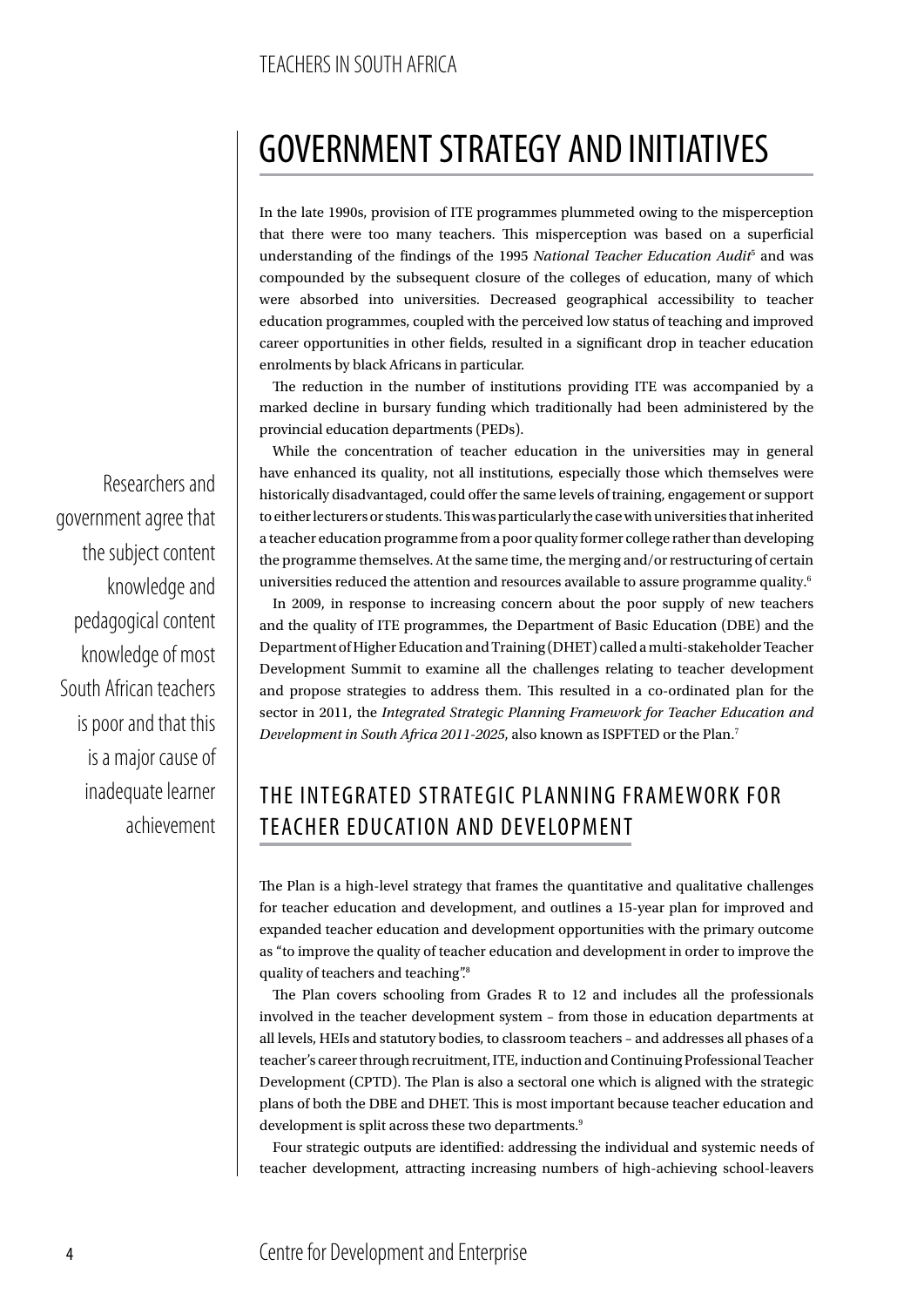# GOVERNMENT STRATEGY AND INITIATIVES

In the late 1990s, provision of ITE programmes plummeted owing to the misperception that there were too many teachers. This misperception was based on a superficial understanding of the findings of the 1995 *National Teacher Education Audit*[5] and was compounded by the subsequent closure of the colleges of education, many of which were absorbed into universities. Decreased geographical accessibility to teacher education programmes, coupled with the perceived low status of teaching and improved career opportunities in other fields, resulted in a significant drop in teacher education enrolments by black Africans in particular.

The reduction in the number of institutions providing ITE was accompanied by a marked decline in bursary funding which traditionally had been administered by the provincial education departments (PEDs).

While the concentration of teacher education in the universities may in general have enhanced its quality, not all institutions, especially those which themselves were historically disadvantaged, could offer the same levels of training, engagement or support to either lecturers or students. This was particularly the case with universities that inherited a teacher education programme from a poor quality former college rather than developing the programme themselves. At the same time, the merging and/or restructuring of certain universities reduced the attention and resources available to assure programme quality.[6]

In 2009, in response to increasing concern about the poor supply of new teachers and the quality of ITE programmes, the Department of Basic Education (DBE) and the Department of Higher Education and Training (DHET) called a multi-stakeholder Teacher Development Summit to examine all the challenges relating to teacher development and propose strategies to address them. This resulted in a co-ordinated plan for the sector in 2011, the *Integrated Strategic Planning Framework for Teacher Education and Development in South Africa 2011-2025*, also known as ISPFTED or the Plan.[7]

> Researchers and government agree that the subject content knowledge and pedagogical content knowledge of most South African teachers is poor and that this is a major cause of inadequate learner achievement

## THE INTEGRATED STRATEGIC PLANNING FRAMEWORK FOR TEACHER EDUCATION AND DEVELOPMENT

The Plan is a high-level strategy that frames the quantitative and qualitative challenges for teacher education and development, and outlines a 15-year plan for improved and expanded teacher education and development opportunities with the primary outcome as "to improve the quality of teacher education and development in order to improve the quality of teachers and teaching".[8]

The Plan covers schooling from Grades R to 12 and includes all the professionals involved in the teacher development system – from those in education departments at all levels, HEIs and statutory bodies, to classroom teachers – and addresses all phases of a teacher's career through recruitment, ITE, induction and Continuing Professional Teacher Development (CPTD). The Plan is also a sectoral one which is aligned with the strategic plans of both the DBE and DHET. This is most important because teacher education and development is split across these two departments.[9]

Four strategic outputs are identified: addressing the individual and systemic needs of teacher development, attracting increasing numbers of high-achieving school-leavers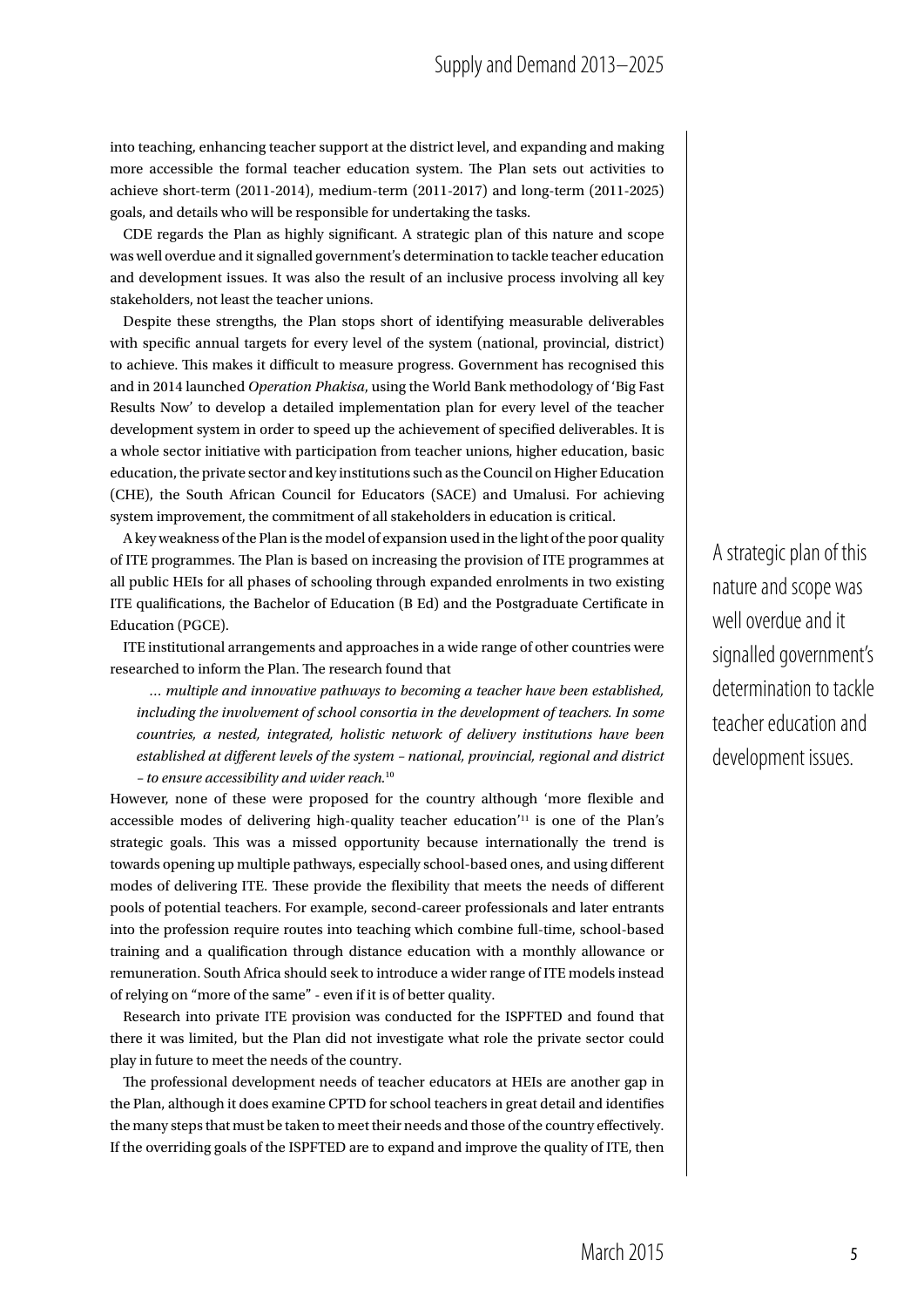into teaching, enhancing teacher support at the district level, and expanding and making more accessible the formal teacher education system. The Plan sets out activities to achieve short-term (2011-2014), medium-term (2011-2017) and long-term (2011-2025) goals, and details who will be responsible for undertaking the tasks.

CDE regards the Plan as highly significant. A strategic plan of this nature and scope was well overdue and it signalled government's determination to tackle teacher education and development issues. It was also the result of an inclusive process involving all key stakeholders, not least the teacher unions.

Despite these strengths, the Plan stops short of identifying measurable deliverables with specific annual targets for every level of the system (national, provincial, district) to achieve. This makes it difficult to measure progress. Government has recognised this and in 2014 launched *Operation Phakisa*, using the World Bank methodology of 'Big Fast Results Now' to develop a detailed implementation plan for every level of the teacher development system in order to speed up the achievement of specified deliverables. It is a whole sector initiative with participation from teacher unions, higher education, basic education, the private sector and key institutions such as the Council on Higher Education (CHE), the South African Council for Educators (SACE) and Umalusi. For achieving system improvement, the commitment of all stakeholders in education is critical.

A key weakness of the Plan is the model of expansion used in the light of the poor quality of ITE programmes. The Plan is based on increasing the provision of ITE programmes at all public HEIs for all phases of schooling through expanded enrolments in two existing ITE qualifications, the Bachelor of Education (B Ed) and the Postgraduate Certificate in Education (PGCE).

ITE institutional arrangements and approaches in a wide range of other countries were researched to inform the Plan. The research found that

> *… multiple and innovative pathways to becoming a teacher have been established, including the involvement of school consortia in the development of teachers. In some countries, a nested, integrated, holistic network of delivery institutions have been established at different levels of the system – national, provincial, regional and district – to ensure accessibility and wider reach.*[10]

However, none of these were proposed for the country although 'more flexible and accessible modes of delivering high-quality teacher education'[11] is one of the Plan's strategic goals. This was a missed opportunity because internationally the trend is towards opening up multiple pathways, especially school-based ones, and using different modes of delivering ITE. These provide the flexibility that meets the needs of different pools of potential teachers. For example, second-career professionals and later entrants into the profession require routes into teaching which combine full-time, school-based training and a qualification through distance education with a monthly allowance or remuneration. South Africa should seek to introduce a wider range of ITE models instead of relying on "more of the same" - even if it is of better quality.

Research into private ITE provision was conducted for the ISPFTED and found that there it was limited, but the Plan did not investigate what role the private sector could play in future to meet the needs of the country.

The professional development needs of teacher educators at HEIs are another gap in the Plan, although it does examine CPTD for school teachers in great detail and identifies the many steps that must be taken to meet their needs and those of the country effectively. If the overriding goals of the ISPFTED are to expand and improve the quality of ITE, then

> A strategic plan of this nature and scope was well overdue and it signalled government's determination to tackle teacher education and development issues.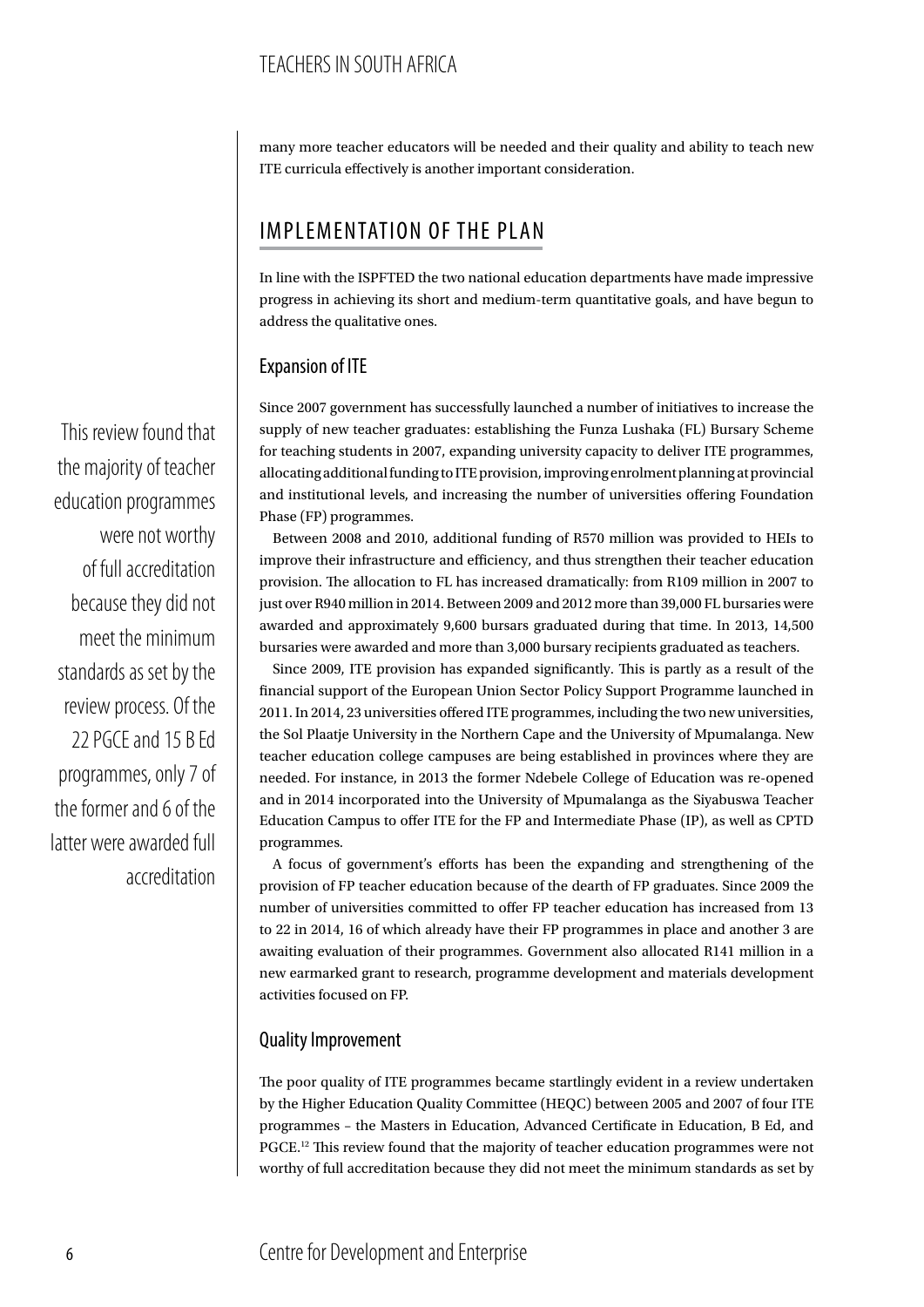many more teacher educators will be needed and their quality and ability to teach new ITE curricula effectively is another important consideration.

## IMPLEMENTATION OF THE PLAN

In line with the ISPFTED the two national education departments have made impressive progress in achieving its short and medium-term quantitative goals, and have begun to address the qualitative ones.

### Expansion of ITE

Since 2007 government has successfully launched a number of initiatives to increase the supply of new teacher graduates: establishing the Funza Lushaka (FL) Bursary Scheme for teaching students in 2007, expanding university capacity to deliver ITE programmes, allocating additional funding to ITE provision, improving enrolment planning at provincial and institutional levels, and increasing the number of universities offering Foundation Phase (FP) programmes.

Between 2008 and 2010, additional funding of R570 million was provided to HEIs to improve their infrastructure and efficiency, and thus strengthen their teacher education provision. The allocation to FL has increased dramatically: from R109 million in 2007 to just over R940 million in 2014. Between 2009 and 2012 more than 39,000 FL bursaries were awarded and approximately 9,600 bursars graduated during that time. In 2013, 14,500 bursaries were awarded and more than 3,000 bursary recipients graduated as teachers.

Since 2009, ITE provision has expanded significantly. This is partly as a result of the financial support of the European Union Sector Policy Support Programme launched in 2011. In 2014, 23 universities offered ITE programmes, including the two new universities, the Sol Plaatje University in the Northern Cape and the University of Mpumalanga. New teacher education college campuses are being established in provinces where they are needed. For instance, in 2013 the former Ndebele College of Education was re-opened and in 2014 incorporated into the University of Mpumalanga as the Siyabuswa Teacher Education Campus to offer ITE for the FP and Intermediate Phase (IP), as well as CPTD programmes.

A focus of government's efforts has been the expanding and strengthening of the provision of FP teacher education because of the dearth of FP graduates. Since 2009 the number of universities committed to offer FP teacher education has increased from 13 to 22 in 2014, 16 of which already have their FP programmes in place and another 3 are awaiting evaluation of their programmes. Government also allocated R141 million in a new earmarked grant to research, programme development and materials development activities focused on FP.

> This review found that the majority of teacher education programmes were not worthy of full accreditation because they did not meet the minimum standards as set by the review process. Of the 22 PGCE and 15 B Ed programmes, only 7 of the former and 6 of the latter were awarded full accreditation

### Quality Improvement

The poor quality of ITE programmes became startlingly evident in a review undertaken by the Higher Education Quality Committee (HEQC) between 2005 and 2007 of four ITE programmes – the Masters in Education, Advanced Certificate in Education, B Ed, and PGCE.[12] This review found that the majority of teacher education programmes were not worthy of full accreditation because they did not meet the minimum standards as set by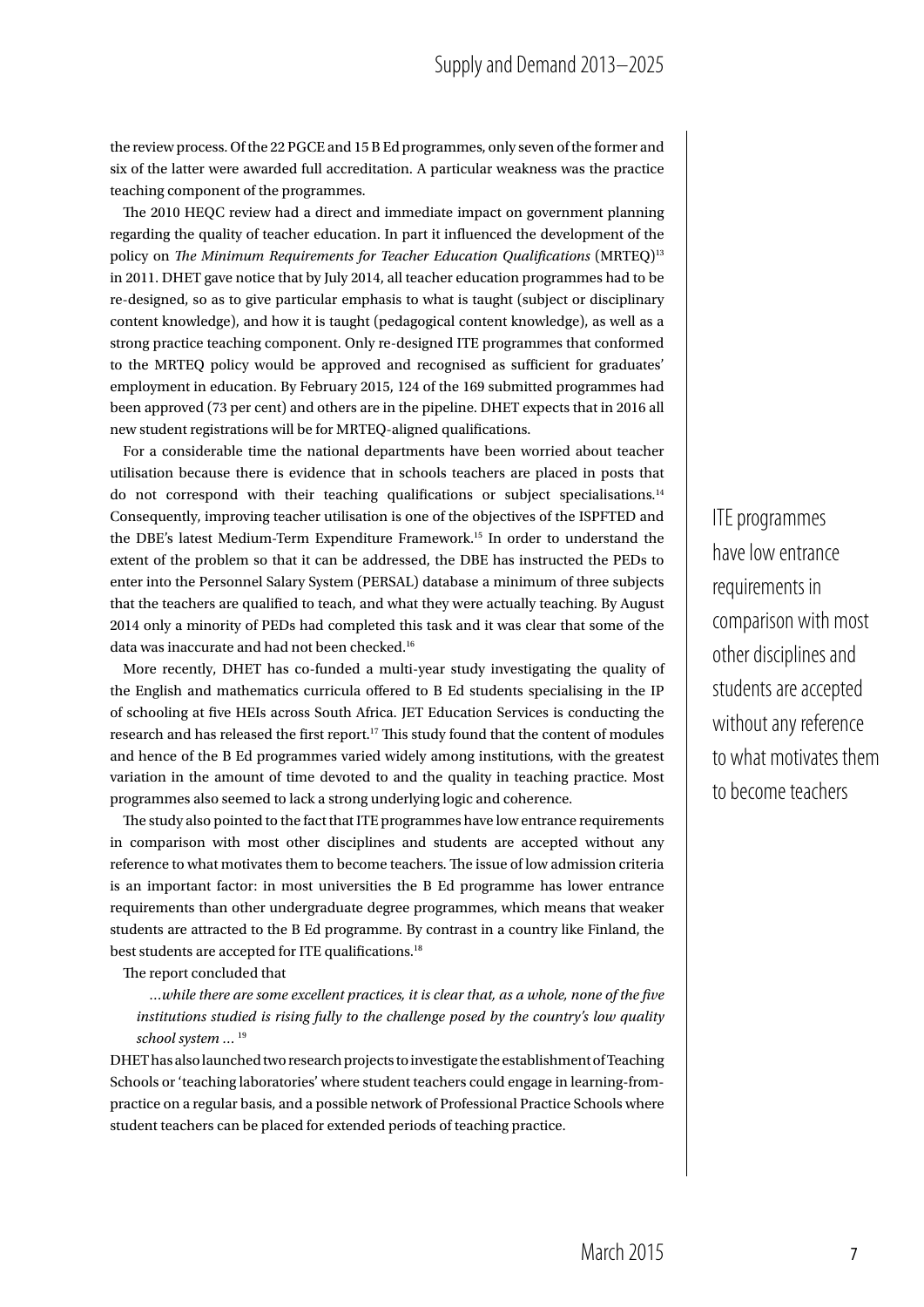the review process. Of the 22 PGCE and 15 B Ed programmes, only seven of the former and six of the latter were awarded full accreditation. A particular weakness was the practice teaching component of the programmes.

The 2010 HEQC review had a direct and immediate impact on government planning regarding the quality of teacher education. In part it influenced the development of the policy on *The Minimum Requirements for Teacher Education Qualifications* (MRTEQ)[13] in 2011. DHET gave notice that by July 2014, all teacher education programmes had to be re-designed, so as to give particular emphasis to what is taught (subject or disciplinary content knowledge), and how it is taught (pedagogical content knowledge), as well as a strong practice teaching component. Only re-designed ITE programmes that conformed to the MRTEQ policy would be approved and recognised as sufficient for graduates' employment in education. By February 2015, 124 of the 169 submitted programmes had been approved (73 per cent) and others are in the pipeline. DHET expects that in 2016 all new student registrations will be for MRTEQ-aligned qualifications.

For a considerable time the national departments have been worried about teacher utilisation because there is evidence that in schools teachers are placed in posts that do not correspond with their teaching qualifications or subject specialisations.[14] Consequently, improving teacher utilisation is one of the objectives of the ISPFTED and the DBE's latest Medium-Term Expenditure Framework.[15] In order to understand the extent of the problem so that it can be addressed, the DBE has instructed the PEDs to enter into the Personnel Salary System (PERSAL) database a minimum of three subjects that the teachers are qualified to teach, and what they were actually teaching. By August 2014 only a minority of PEDs had completed this task and it was clear that some of the data was inaccurate and had not been checked.[16]

More recently, DHET has co-funded a multi-year study investigating the quality of the English and mathematics curricula offered to B Ed students specialising in the IP of schooling at five HEIs across South Africa. JET Education Services is conducting the research and has released the first report.[17] This study found that the content of modules and hence of the B Ed programmes varied widely among institutions, with the greatest variation in the amount of time devoted to and the quality in teaching practice. Most programmes also seemed to lack a strong underlying logic and coherence.

The study also pointed to the fact that ITE programmes have low entrance requirements in comparison with most other disciplines and students are accepted without any reference to what motivates them to become teachers. The issue of low admission criteria is an important factor: in most universities the B Ed programme has lower entrance requirements than other undergraduate degree programmes, which means that weaker students are attracted to the B Ed programme. By contrast in a country like Finland, the best students are accepted for ITE qualifications.[18]

> ITE programmes have low entrance requirements in comparison with most other disciplines and students are accepted without any reference to what motivates them to become teachers

The report concluded that

> *…while there are some excellent practices, it is clear that, as a whole, none of the five institutions studied is rising fully to the challenge posed by the country's low quality school system …* [19]

DHET has also launched two research projects to investigate the establishment of Teaching Schools or 'teaching laboratories' where student teachers could engage in learning-from-practice on a regular basis, and a possible network of Professional Practice Schools where student teachers can be placed for extended periods of teaching practice.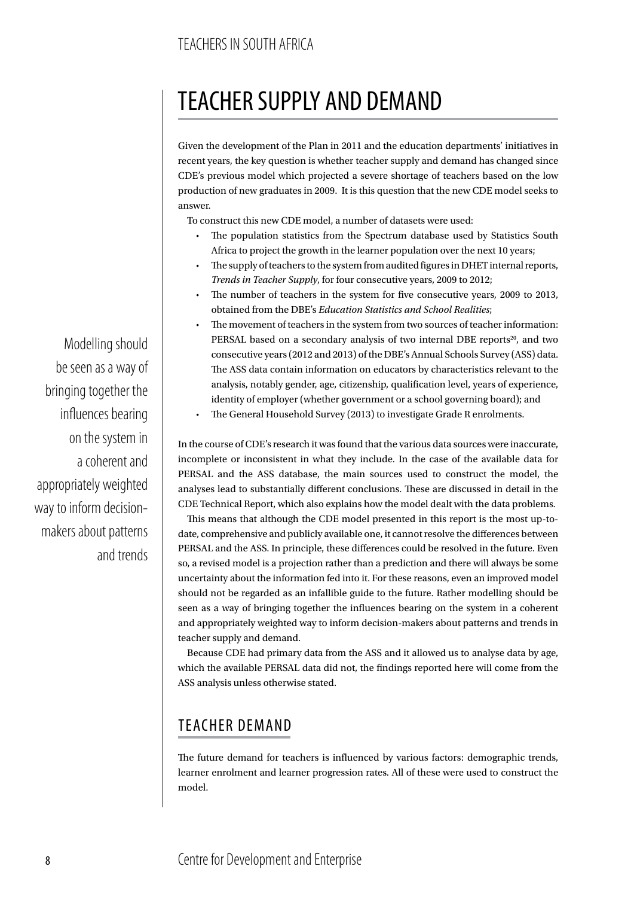# TEACHER SUPPLY AND DEMAND

Given the development of the Plan in 2011 and the education departments' initiatives in recent years, the key question is whether teacher supply and demand has changed since CDE's previous model which projected a severe shortage of teachers based on the low production of new graduates in 2009. It is this question that the new CDE model seeks to answer.

To construct this new CDE model, a number of datasets were used:

- The population statistics from the Spectrum database used by Statistics South Africa to project the growth in the learner population over the next 10 years;
- The supply of teachers to the system from audited figures in DHET internal reports, *Trends in Teacher Supply*, for four consecutive years, 2009 to 2012;
- The number of teachers in the system for five consecutive years, 2009 to 2013, obtained from the DBE's *Education Statistics and School Realities*;
- The movement of teachers in the system from two sources of teacher information: PERSAL based on a secondary analysis of two internal DBE reports[20], and two consecutive years (2012 and 2013) of the DBE's Annual Schools Survey (ASS) data. The ASS data contain information on educators by characteristics relevant to the analysis, notably gender, age, citizenship, qualification level, years of experience, identity of employer (whether government or a school governing board); and
- The General Household Survey (2013) to investigate Grade R enrolments.

Modelling should be seen as a way of bringing together the influences bearing on the system in a coherent and appropriately weighted way to inform decision-makers about patterns and trends

In the course of CDE's research it was found that the various data sources were inaccurate, incomplete or inconsistent in what they include. In the case of the available data for PERSAL and the ASS database, the main sources used to construct the model, the analyses lead to substantially different conclusions. These are discussed in detail in the CDE Technical Report, which also explains how the model dealt with the data problems.

This means that although the CDE model presented in this report is the most up-to-date, comprehensive and publicly available one, it cannot resolve the differences between PERSAL and the ASS. In principle, these differences could be resolved in the future. Even so, a revised model is a projection rather than a prediction and there will always be some uncertainty about the information fed into it. For these reasons, even an improved model should not be regarded as an infallible guide to the future. Rather modelling should be seen as a way of bringing together the influences bearing on the system in a coherent and appropriately weighted way to inform decision-makers about patterns and trends in teacher supply and demand.

Because CDE had primary data from the ASS and it allowed us to analyse data by age, which the available PERSAL data did not, the findings reported here will come from the ASS analysis unless otherwise stated.

## TEACHER DEMAND

The future demand for teachers is influenced by various factors: demographic trends, learner enrolment and learner progression rates. All of these were used to construct the model.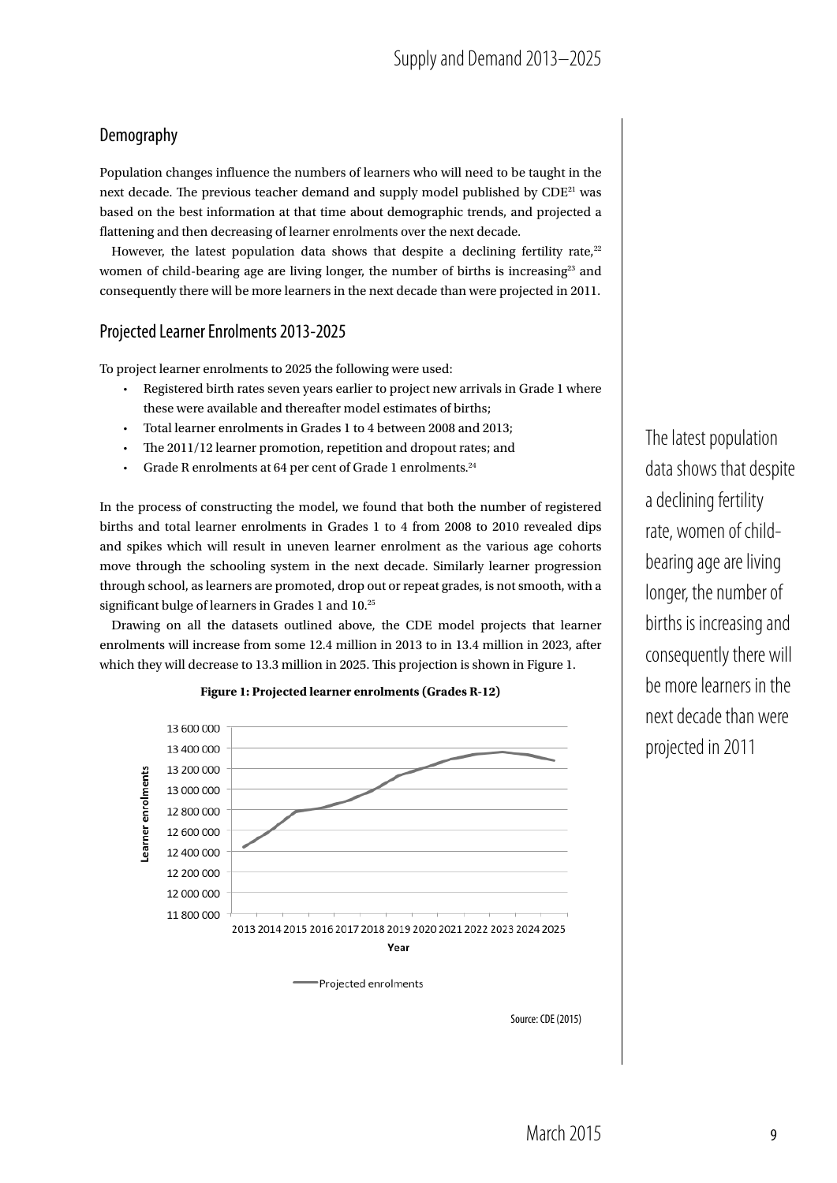## Demography

Population changes influence the numbers of learners who will need to be taught in the next decade. The previous teacher demand and supply model published by CDE[21] was based on the best information at that time about demographic trends, and projected a flattening and then decreasing of learner enrolments over the next decade.

However, the latest population data shows that despite a declining fertility rate,[22] women of child-bearing age are living longer, the number of births is increasing[23] and consequently there will be more learners in the next decade than were projected in 2011.

## Projected Learner Enrolments 2013-2025

To project learner enrolments to 2025 the following were used:

- Registered birth rates seven years earlier to project new arrivals in Grade 1 where these were available and thereafter model estimates of births;
- Total learner enrolments in Grades 1 to 4 between 2008 and 2013;
- The 2011/12 learner promotion, repetition and dropout rates; and
- Grade R enrolments at 64 per cent of Grade 1 enrolments.[24]

In the process of constructing the model, we found that both the number of registered births and total learner enrolments in Grades 1 to 4 from 2008 to 2010 revealed dips and spikes which will result in uneven learner enrolment as the various age cohorts move through the schooling system in the next decade. Similarly learner progression through school, as learners are promoted, drop out or repeat grades, is not smooth, with a significant bulge of learners in Grades 1 and 10.[25]

Drawing on all the datasets outlined above, the CDE model projects that learner enrolments will increase from some 12.4 million in 2013 to in 13.4 million in 2023, after which they will decrease to 13.3 million in 2025. This projection is shown in Figure 1.

**Figure 1: Projected learner enrolments (Grades R-12)**

Source: CDE (2015)

The latest population data shows that despite a declining fertility rate, women of child-bearing age are living longer, the number of births is increasing and consequently there will be more learners in the next decade than were projected in 2011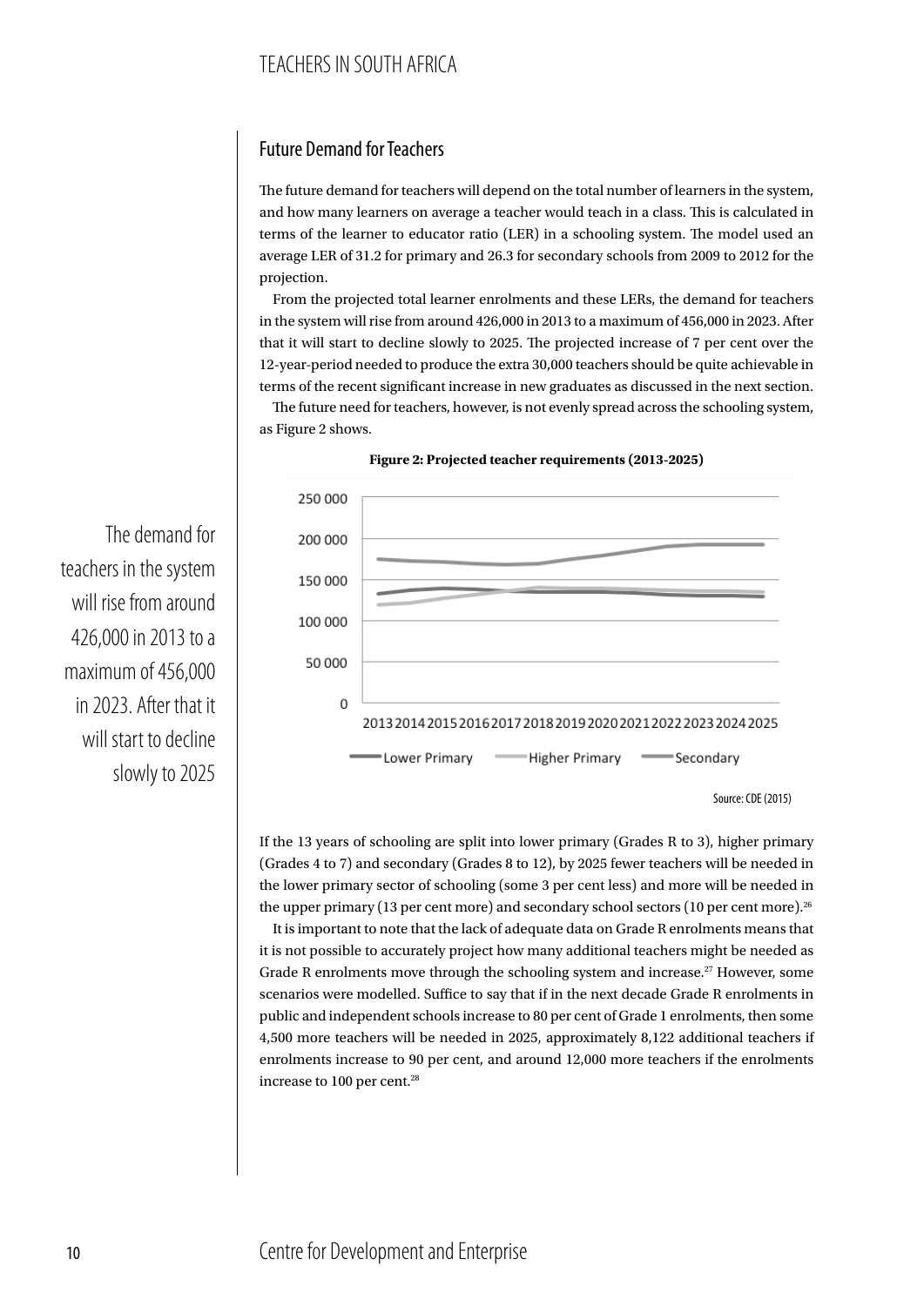## Future Demand for Teachers

The future demand for teachers will depend on the total number of learners in the system, and how many learners on average a teacher would teach in a class. This is calculated in terms of the learner to educator ratio (LER) in a schooling system. The model used an average LER of 31.2 for primary and 26.3 for secondary schools from 2009 to 2012 for the projection.

From the projected total learner enrolments and these LERs, the demand for teachers in the system will rise from around 426,000 in 2013 to a maximum of 456,000 in 2023. After that it will start to decline slowly to 2025. The projected increase of 7 per cent over the 12-year-period needed to produce the extra 30,000 teachers should be quite achievable in terms of the recent significant increase in new graduates as discussed in the next section.

The future need for teachers, however, is not evenly spread across the schooling system, as Figure 2 shows.

> The demand for teachers in the system will rise from around 426,000 in 2013 to a maximum of 456,000 in 2023. After that it will start to decline slowly to 2025

**Figure 2: Projected teacher requirements (2013-2025)**

Source: CDE (2015)

If the 13 years of schooling are split into lower primary (Grades R to 3), higher primary (Grades 4 to 7) and secondary (Grades 8 to 12), by 2025 fewer teachers will be needed in the lower primary sector of schooling (some 3 per cent less) and more will be needed in the upper primary (13 per cent more) and secondary school sectors (10 per cent more).[26]

It is important to note that the lack of adequate data on Grade R enrolments means that it is not possible to accurately project how many additional teachers might be needed as Grade R enrolments move through the schooling system and increase.[27] However, some scenarios were modelled. Suffice to say that if in the next decade Grade R enrolments in public and independent schools increase to 80 per cent of Grade 1 enrolments, then some 4,500 more teachers will be needed in 2025, approximately 8,122 additional teachers if enrolments increase to 90 per cent, and around 12,000 more teachers if the enrolments increase to 100 per cent.[28]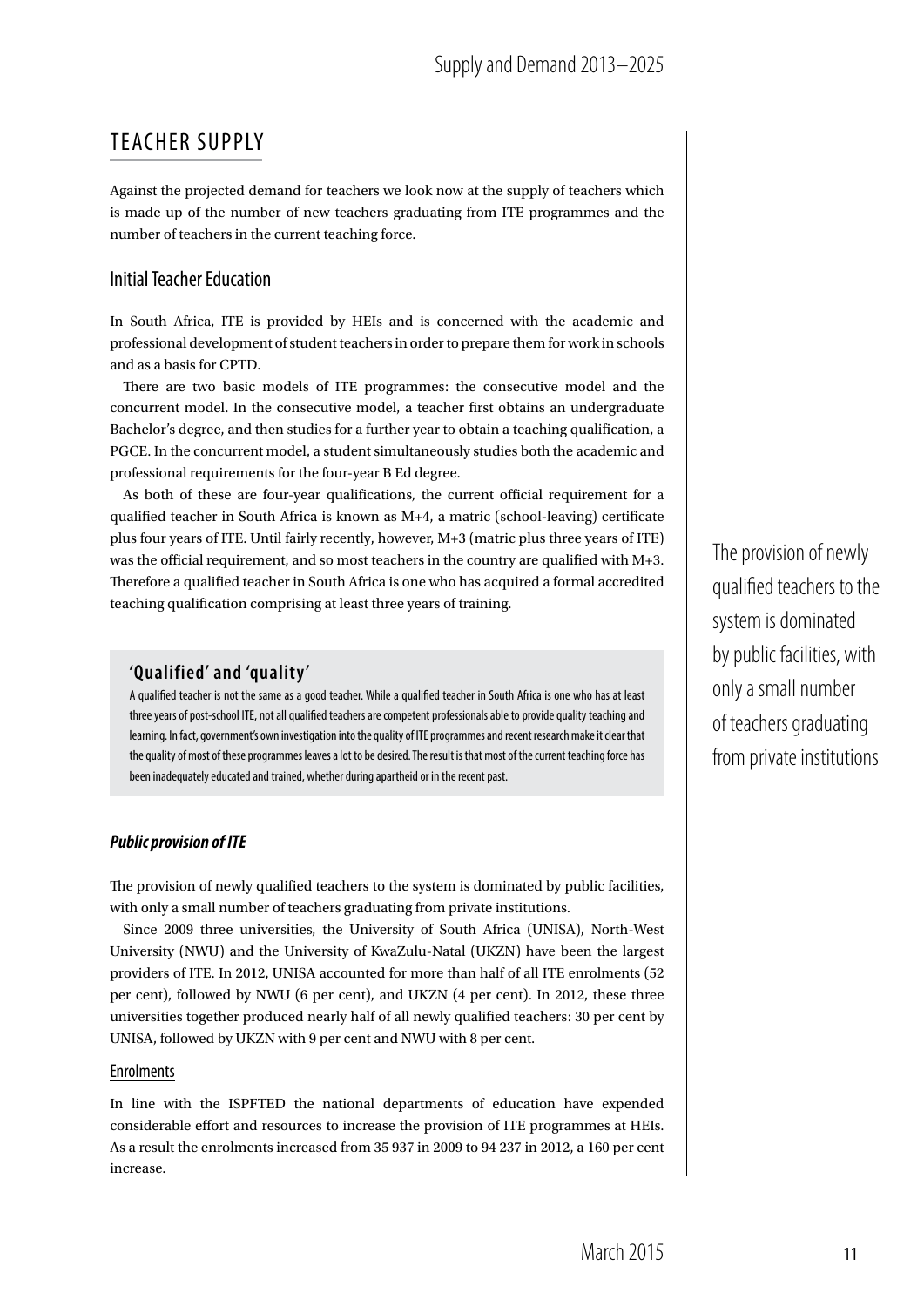## TEACHER SUPPLY

Against the projected demand for teachers we look now at the supply of teachers which is made up of the number of new teachers graduating from ITE programmes and the number of teachers in the current teaching force.

### Initial Teacher Education

In South Africa, ITE is provided by HEIs and is concerned with the academic and professional development of student teachers in order to prepare them for work in schools and as a basis for CPTD.

There are two basic models of ITE programmes: the consecutive model and the concurrent model. In the consecutive model, a teacher first obtains an undergraduate Bachelor's degree, and then studies for a further year to obtain a teaching qualification, a PGCE. In the concurrent model, a student simultaneously studies both the academic and professional requirements for the four-year B Ed degree.

As both of these are four-year qualifications, the current official requirement for a qualified teacher in South Africa is known as M+4, a matric (school-leaving) certificate plus four years of ITE. Until fairly recently, however, M+3 (matric plus three years of ITE) was the official requirement, and so most teachers in the country are qualified with M+3. Therefore a qualified teacher in South Africa is one who has acquired a formal accredited teaching qualification comprising at least three years of training.

> **'Qualified' and 'quality'**
>
> A qualified teacher is not the same as a good teacher. While a qualified teacher in South Africa is one who has at least three years of post-school ITE, not all qualified teachers are competent professionals able to provide quality teaching and learning. In fact, government's own investigation into the quality of ITE programmes and recent research make it clear that the quality of most of these programmes leaves a lot to be desired. The result is that most of the current teaching force has been inadequately educated and trained, whether during apartheid or in the recent past.

> The provision of newly qualified teachers to the system is dominated by public facilities, with only a small number of teachers graduating from private institutions

#### *Public provision of ITE*

The provision of newly qualified teachers to the system is dominated by public facilities, with only a small number of teachers graduating from private institutions.

Since 2009 three universities, the University of South Africa (UNISA), North-West University (NWU) and the University of KwaZulu-Natal (UKZN) have been the largest providers of ITE. In 2012, UNISA accounted for more than half of all ITE enrolments (52 per cent), followed by NWU (6 per cent), and UKZN (4 per cent). In 2012, these three universities together produced nearly half of all newly qualified teachers: 30 per cent by UNISA, followed by UKZN with 9 per cent and NWU with 8 per cent.

##### Enrolments

In line with the ISPFTED the national departments of education have expended considerable effort and resources to increase the provision of ITE programmes at HEIs. As a result the enrolments increased from 35 937 in 2009 to 94 237 in 2012, a 160 per cent increase.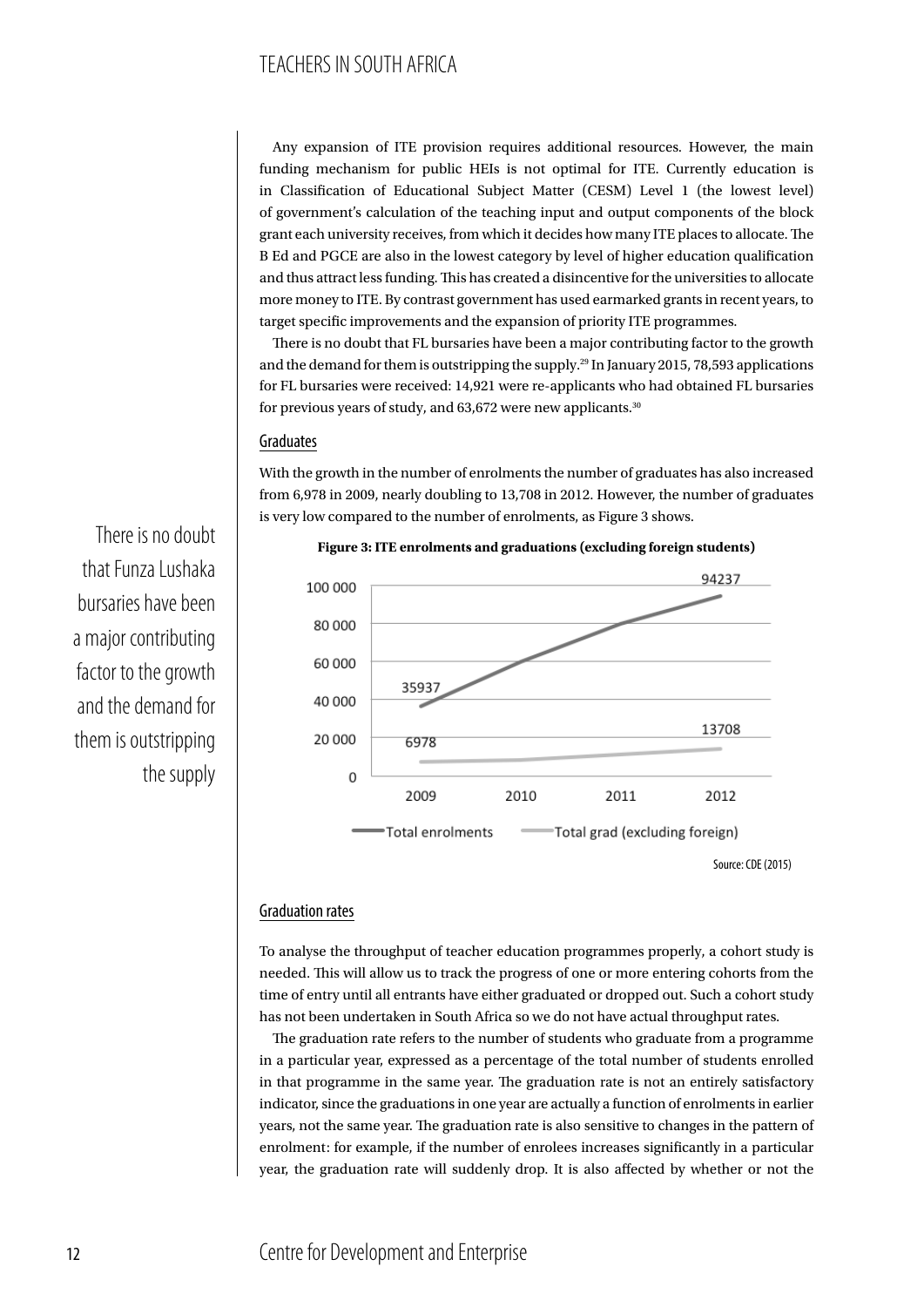Any expansion of ITE provision requires additional resources. However, the main funding mechanism for public HEIs is not optimal for ITE. Currently education is in Classification of Educational Subject Matter (CESM) Level 1 (the lowest level) of government's calculation of the teaching input and output components of the block grant each university receives, from which it decides how many ITE places to allocate. The B Ed and PGCE are also in the lowest category by level of higher education qualification and thus attract less funding. This has created a disincentive for the universities to allocate more money to ITE. By contrast government has used earmarked grants in recent years, to target specific improvements and the expansion of priority ITE programmes.

There is no doubt that FL bursaries have been a major contributing factor to the growth and the demand for them is outstripping the supply.[29] In January 2015, 78,593 applications for FL bursaries were received: 14,921 were re-applicants who had obtained FL bursaries for previous years of study, and 63,672 were new applicants.[30]

> There is no doubt that Funza Lushaka bursaries have been a major contributing factor to the growth and the demand for them is outstripping the supply

### Graduates

With the growth in the number of enrolments the number of graduates has also increased from 6,978 in 2009, nearly doubling to 13,708 in 2012. However, the number of graduates is very low compared to the number of enrolments, as Figure 3 shows.

**Figure 3: ITE enrolments and graduations (excluding foreign students)**

| Year | Total enrolments | Total grad (excluding foreign) |
|---|---|---|
| 2009 | 35937 | 6978 |
| 2010 | | |
| 2011 | | |
| 2012 | 94237 | 13708 |

Source: CDE (2015)

### Graduation rates

To analyse the throughput of teacher education programmes properly, a cohort study is needed. This will allow us to track the progress of one or more entering cohorts from the time of entry until all entrants have either graduated or dropped out. Such a cohort study has not been undertaken in South Africa so we do not have actual throughput rates.

The graduation rate refers to the number of students who graduate from a programme in a particular year, expressed as a percentage of the total number of students enrolled in that programme in the same year. The graduation rate is not an entirely satisfactory indicator, since the graduations in one year are actually a function of enrolments in earlier years, not the same year. The graduation rate is also sensitive to changes in the pattern of enrolment: for example, if the number of enrolees increases significantly in a particular year, the graduation rate will suddenly drop. It is also affected by whether or not the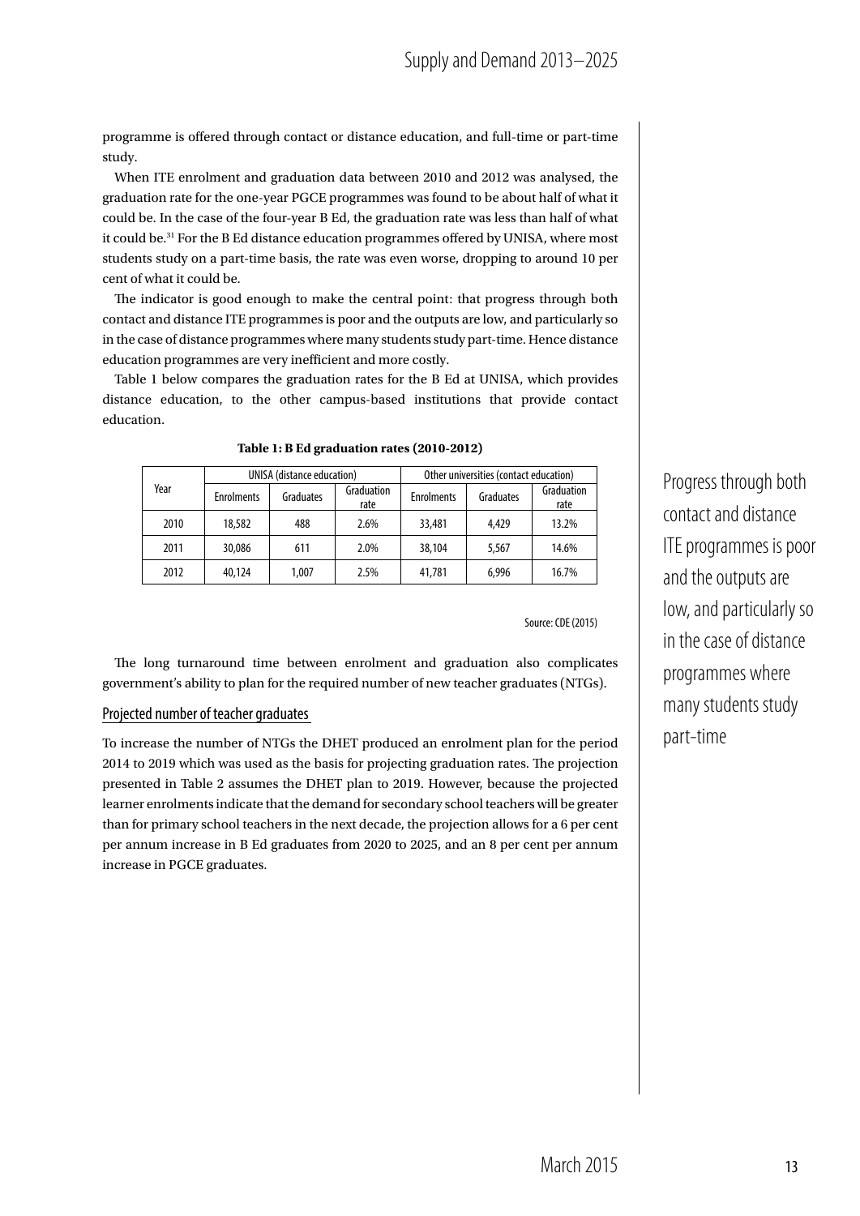programme is offered through contact or distance education, and full-time or part-time study.

When ITE enrolment and graduation data between 2010 and 2012 was analysed, the graduation rate for the one-year PGCE programmes was found to be about half of what it could be. In the case of the four-year B Ed, the graduation rate was less than half of what it could be.[31] For the B Ed distance education programmes offered by UNISA, where most students study on a part-time basis, the rate was even worse, dropping to around 10 per cent of what it could be.

The indicator is good enough to make the central point: that progress through both contact and distance ITE programmes is poor and the outputs are low, and particularly so in the case of distance programmes where many students study part-time. Hence distance education programmes are very inefficient and more costly.

Table 1 below compares the graduation rates for the B Ed at UNISA, which provides distance education, to the other campus-based institutions that provide contact education.

**Table 1: B Ed graduation rates (2010-2012)**

| Year | UNISA (distance education) | | | Other universities (contact education) | | |
|---|---|---|---|---|---|---|
| | Enrolments | Graduates | Graduation rate | Enrolments | Graduates | Graduation rate |
| 2010 | 18,582 | 488 | 2.6% | 33,481 | 4,429 | 13.2% |
| 2011 | 30,086 | 611 | 2.0% | 38,104 | 5,567 | 14.6% |
| 2012 | 40,124 | 1,007 | 2.5% | 41,781 | 6,996 | 16.7% |

Source: CDE (2015)

The long turnaround time between enrolment and graduation also complicates government's ability to plan for the required number of new teacher graduates (NTGs).

Progress through both contact and distance ITE programmes is poor and the outputs are low, and particularly so in the case of distance programmes where many students study part-time

## Projected number of teacher graduates

To increase the number of NTGs the DHET produced an enrolment plan for the period 2014 to 2019 which was used as the basis for projecting graduation rates. The projection presented in Table 2 assumes the DHET plan to 2019. However, because the projected learner enrolments indicate that the demand for secondary school teachers will be greater than for primary school teachers in the next decade, the projection allows for a 6 per cent per annum increase in B Ed graduates from 2020 to 2025, and an 8 per cent per annum increase in PGCE graduates.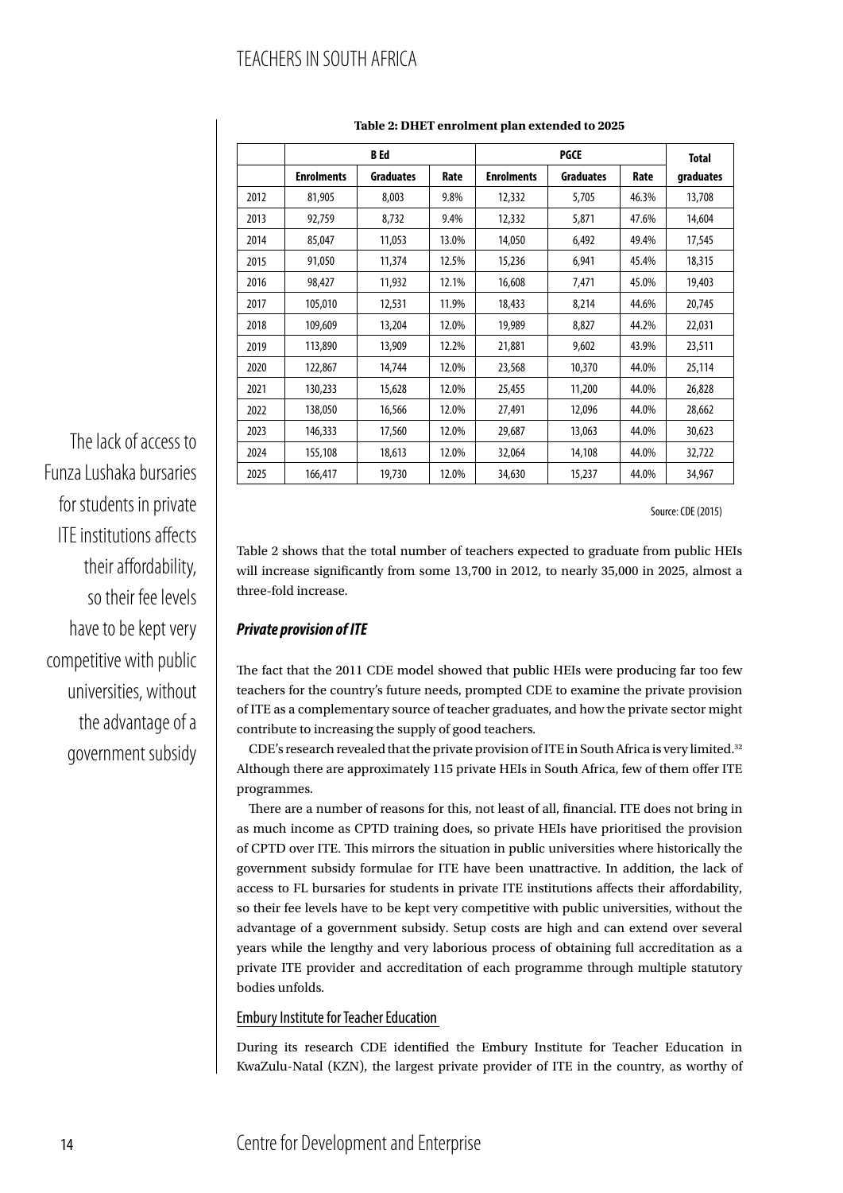**Table 2: DHET enrolment plan extended to 2025**

| | B Ed | | | PGCE | | | Total |
|---|---|---|---|---|---|---|---|
| | Enrolments | Graduates | Rate | Enrolments | Graduates | Rate | graduates |
| 2012 | 81,905 | 8,003 | 9.8% | 12,332 | 5,705 | 46.3% | 13,708 |
| 2013 | 92,759 | 8,732 | 9.4% | 12,332 | 5,871 | 47.6% | 14,604 |
| 2014 | 85,047 | 11,053 | 13.0% | 14,050 | 6,492 | 49.4% | 17,545 |
| 2015 | 91,050 | 11,374 | 12.5% | 15,236 | 6,941 | 45.4% | 18,315 |
| 2016 | 98,427 | 11,932 | 12.1% | 16,608 | 7,471 | 45.0% | 19,403 |
| 2017 | 105,010 | 12,531 | 11.9% | 18,433 | 8,214 | 44.6% | 20,745 |
| 2018 | 109,609 | 13,204 | 12.0% | 19,989 | 8,827 | 44.2% | 22,031 |
| 2019 | 113,890 | 13,909 | 12.2% | 21,881 | 9,602 | 43.9% | 23,511 |
| 2020 | 122,867 | 14,744 | 12.0% | 23,568 | 10,370 | 44.0% | 25,114 |
| 2021 | 130,233 | 15,628 | 12.0% | 25,455 | 11,200 | 44.0% | 26,828 |
| 2022 | 138,050 | 16,566 | 12.0% | 27,491 | 12,096 | 44.0% | 28,662 |
| 2023 | 146,333 | 17,560 | 12.0% | 29,687 | 13,063 | 44.0% | 30,623 |
| 2024 | 155,108 | 18,613 | 12.0% | 32,064 | 14,108 | 44.0% | 32,722 |
| 2025 | 166,417 | 19,730 | 12.0% | 34,630 | 15,237 | 44.0% | 34,967 |

Source: CDE (2015)

Table 2 shows that the total number of teachers expected to graduate from public HEIs will increase significantly from some 13,700 in 2012, to nearly 35,000 in 2025, almost a three-fold increase.

> The lack of access to Funza Lushaka bursaries for students in private ITE institutions affects their affordability, so their fee levels have to be kept very competitive with public universities, without the advantage of a government subsidy

### *Private provision of ITE*

The fact that the 2011 CDE model showed that public HEIs were producing far too few teachers for the country's future needs, prompted CDE to examine the private provision of ITE as a complementary source of teacher graduates, and how the private sector might contribute to increasing the supply of good teachers.

CDE's research revealed that the private provision of ITE in South Africa is very limited.[32] Although there are approximately 115 private HEIs in South Africa, few of them offer ITE programmes.

There are a number of reasons for this, not least of all, financial. ITE does not bring in as much income as CPTD training does, so private HEIs have prioritised the provision of CPTD over ITE. This mirrors the situation in public universities where historically the government subsidy formulae for ITE have been unattractive. In addition, the lack of access to FL bursaries for students in private ITE institutions affects their affordability, so their fee levels have to be kept very competitive with public universities, without the advantage of a government subsidy. Setup costs are high and can extend over several years while the lengthy and very laborious process of obtaining full accreditation as a private ITE provider and accreditation of each programme through multiple statutory bodies unfolds.

#### Embury Institute for Teacher Education

During its research CDE identified the Embury Institute for Teacher Education in KwaZulu-Natal (KZN), the largest private provider of ITE in the country, as worthy of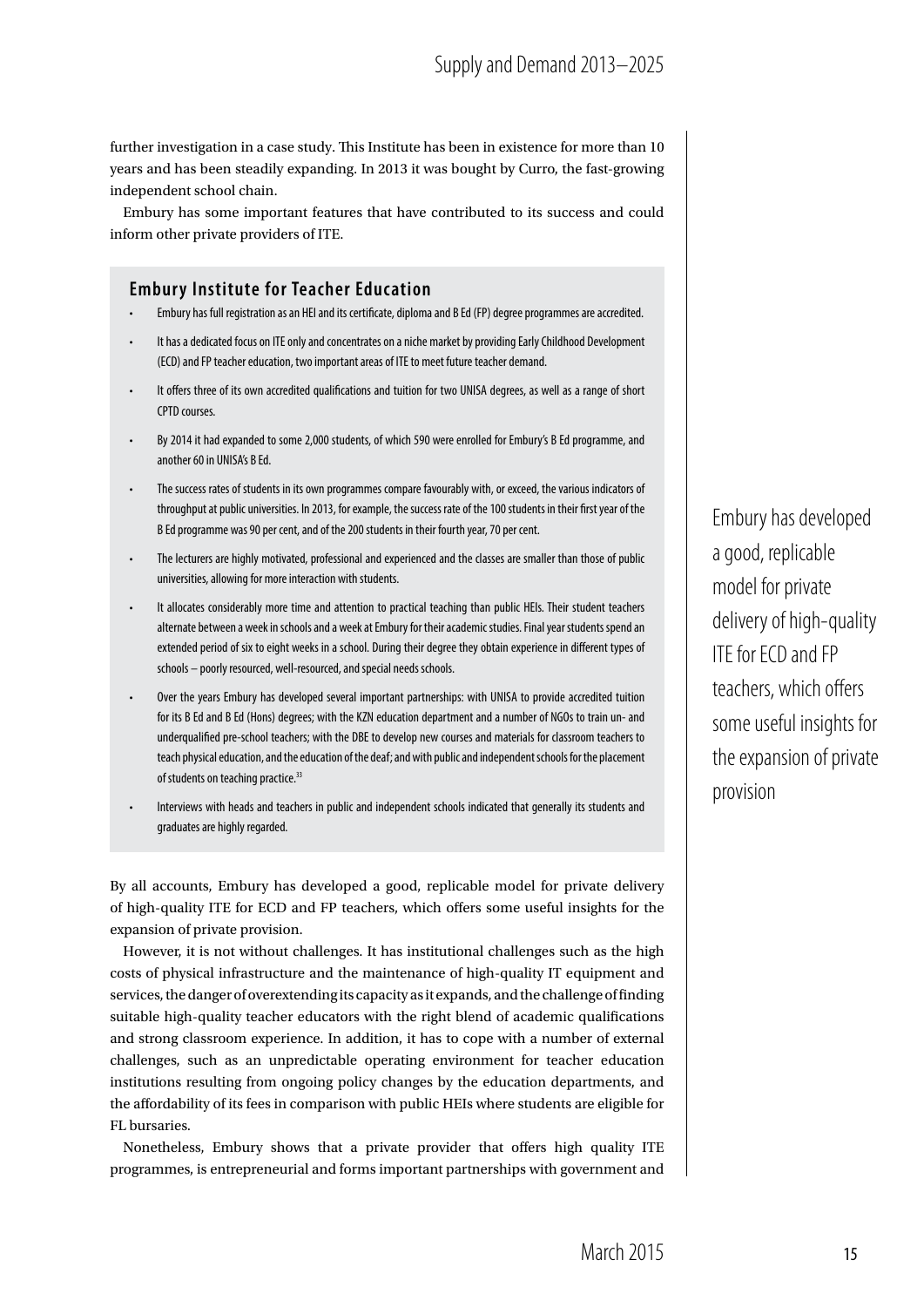further investigation in a case study. This Institute has been in existence for more than 10 years and has been steadily expanding. In 2013 it was bought by Curro, the fast-growing independent school chain.

Embury has some important features that have contributed to its success and could inform other private providers of ITE.

### Embury Institute for Teacher Education

- Embury has full registration as an HEI and its certificate, diploma and B Ed (FP) degree programmes are accredited.
- It has a dedicated focus on ITE only and concentrates on a niche market by providing Early Childhood Development (ECD) and FP teacher education, two important areas of ITE to meet future teacher demand.
- It offers three of its own accredited qualifications and tuition for two UNISA degrees, as well as a range of short CPTD courses.
- By 2014 it had expanded to some 2,000 students, of which 590 were enrolled for Embury's B Ed programme, and another 60 in UNISA's B Ed.
- The success rates of students in its own programmes compare favourably with, or exceed, the various indicators of throughput at public universities. In 2013, for example, the success rate of the 100 students in their first year of the B Ed programme was 90 per cent, and of the 200 students in their fourth year, 70 per cent.
- The lecturers are highly motivated, professional and experienced and the classes are smaller than those of public universities, allowing for more interaction with students.
- It allocates considerably more time and attention to practical teaching than public HEIs. Their student teachers alternate between a week in schools and a week at Embury for their academic studies. Final year students spend an extended period of six to eight weeks in a school. During their degree they obtain experience in different types of schools – poorly resourced, well-resourced, and special needs schools.
- Over the years Embury has developed several important partnerships: with UNISA to provide accredited tuition for its B Ed and B Ed (Hons) degrees; with the KZN education department and a number of NGOs to train un- and underqualified pre-school teachers; with the DBE to develop new courses and materials for classroom teachers to teach physical education, and the education of the deaf; and with public and independent schools for the placement of students on teaching practice.[33]
- Interviews with heads and teachers in public and independent schools indicated that generally its students and graduates are highly regarded.

By all accounts, Embury has developed a good, replicable model for private delivery of high-quality ITE for ECD and FP teachers, which offers some useful insights for the expansion of private provision.

However, it is not without challenges. It has institutional challenges such as the high costs of physical infrastructure and the maintenance of high-quality IT equipment and services, the danger of overextending its capacity as it expands, and the challenge of finding suitable high-quality teacher educators with the right blend of academic qualifications and strong classroom experience. In addition, it has to cope with a number of external challenges, such as an unpredictable operating environment for teacher education institutions resulting from ongoing policy changes by the education departments, and the affordability of its fees in comparison with public HEIs where students are eligible for FL bursaries.

Nonetheless, Embury shows that a private provider that offers high quality ITE programmes, is entrepreneurial and forms important partnerships with government and

Embury has developed a good, replicable model for private delivery of high-quality ITE for ECD and FP teachers, which offers some useful insights for the expansion of private provision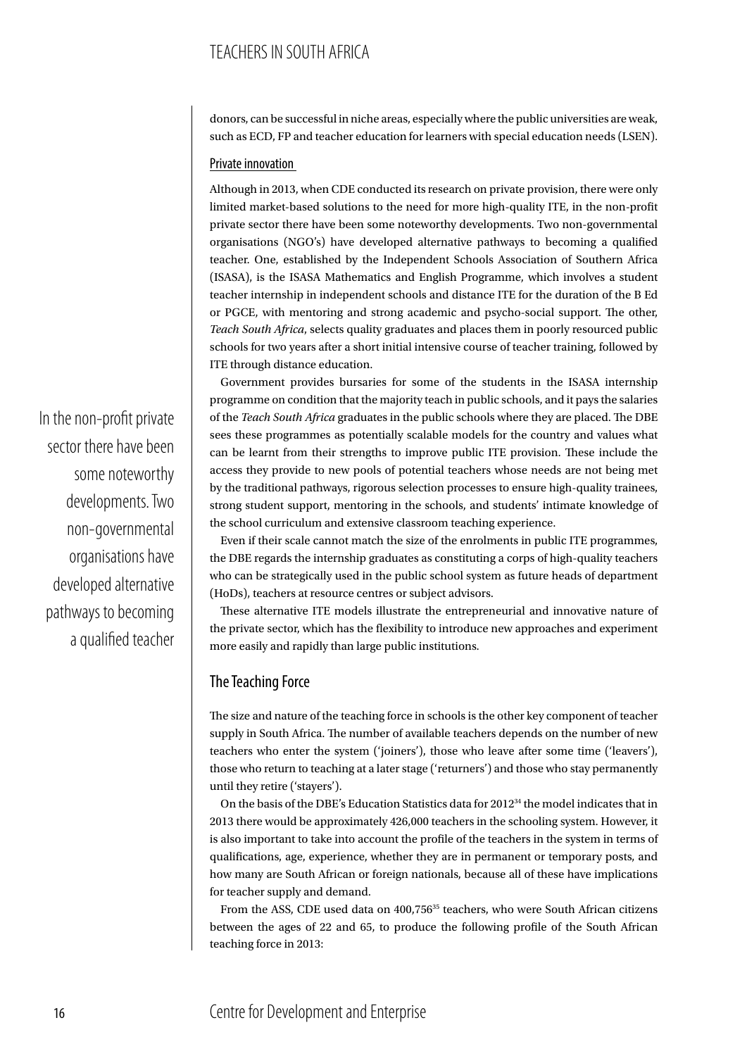donors, can be successful in niche areas, especially where the public universities are weak, such as ECD, FP and teacher education for learners with special education needs (LSEN).

### Private innovation

Although in 2013, when CDE conducted its research on private provision, there were only limited market-based solutions to the need for more high-quality ITE, in the non-profit private sector there have been some noteworthy developments. Two non-governmental organisations (NGO's) have developed alternative pathways to becoming a qualified teacher. One, established by the Independent Schools Association of Southern Africa (ISASA), is the ISASA Mathematics and English Programme, which involves a student teacher internship in independent schools and distance ITE for the duration of the B Ed or PGCE, with mentoring and strong academic and psycho-social support. The other, *Teach South Africa*, selects quality graduates and places them in poorly resourced public schools for two years after a short initial intensive course of teacher training, followed by ITE through distance education.

> In the non-profit private sector there have been some noteworthy developments. Two non-governmental organisations have developed alternative pathways to becoming a qualified teacher

Government provides bursaries for some of the students in the ISASA internship programme on condition that the majority teach in public schools, and it pays the salaries of the *Teach South Africa* graduates in the public schools where they are placed. The DBE sees these programmes as potentially scalable models for the country and values what can be learnt from their strengths to improve public ITE provision. These include the access they provide to new pools of potential teachers whose needs are not being met by the traditional pathways, rigorous selection processes to ensure high-quality trainees, strong student support, mentoring in the schools, and students' intimate knowledge of the school curriculum and extensive classroom teaching experience.

Even if their scale cannot match the size of the enrolments in public ITE programmes, the DBE regards the internship graduates as constituting a corps of high-quality teachers who can be strategically used in the public school system as future heads of department (HoDs), teachers at resource centres or subject advisors.

These alternative ITE models illustrate the entrepreneurial and innovative nature of the private sector, which has the flexibility to introduce new approaches and experiment more easily and rapidly than large public institutions.

## The Teaching Force

The size and nature of the teaching force in schools is the other key component of teacher supply in South Africa. The number of available teachers depends on the number of new teachers who enter the system ('joiners'), those who leave after some time ('leavers'), those who return to teaching at a later stage ('returners') and those who stay permanently until they retire ('stayers').

On the basis of the DBE's Education Statistics data for 2012[34] the model indicates that in 2013 there would be approximately 426,000 teachers in the schooling system. However, it is also important to take into account the profile of the teachers in the system in terms of qualifications, age, experience, whether they are in permanent or temporary posts, and how many are South African or foreign nationals, because all of these have implications for teacher supply and demand.

From the ASS, CDE used data on 400,756[35] teachers, who were South African citizens between the ages of 22 and 65, to produce the following profile of the South African teaching force in 2013: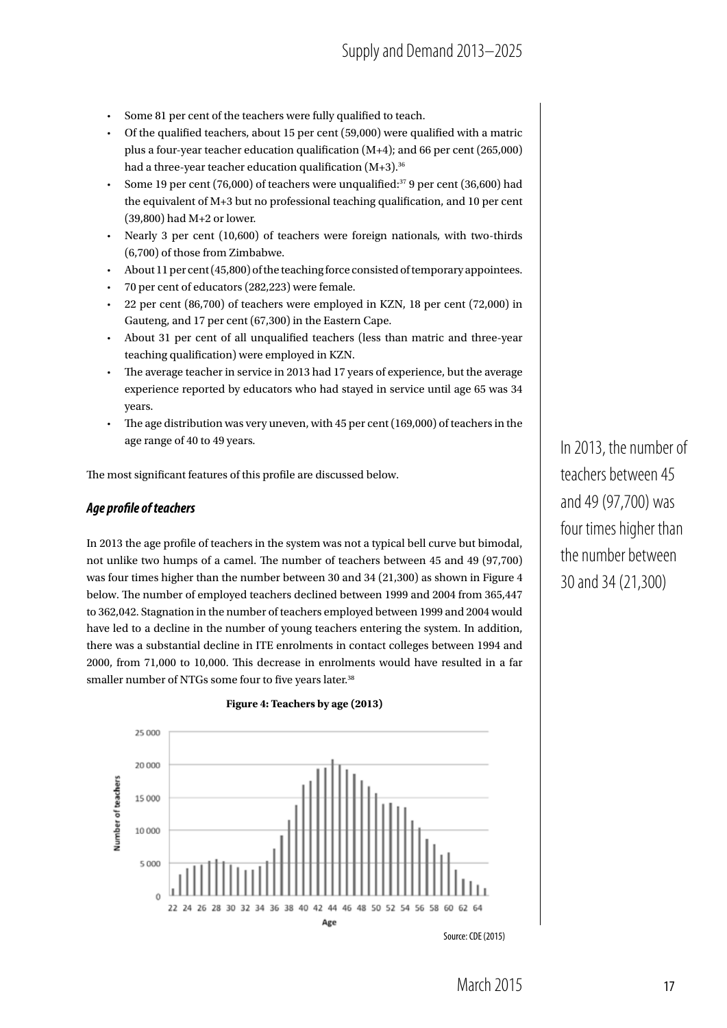- Some 81 per cent of the teachers were fully qualified to teach.
- Of the qualified teachers, about 15 per cent (59,000) were qualified with a matric plus a four-year teacher education qualification (M+4); and 66 per cent (265,000) had a three-year teacher education qualification (M+3).[36]
- Some 19 per cent (76,000) of teachers were unqualified:[37] 9 per cent (36,600) had the equivalent of M+3 but no professional teaching qualification, and 10 per cent (39,800) had M+2 or lower.
- Nearly 3 per cent (10,600) of teachers were foreign nationals, with two-thirds (6,700) of those from Zimbabwe.
- About 11 per cent (45,800) of the teaching force consisted of temporary appointees.
- 70 per cent of educators (282,223) were female.
- 22 per cent (86,700) of teachers were employed in KZN, 18 per cent (72,000) in Gauteng, and 17 per cent (67,300) in the Eastern Cape.
- About 31 per cent of all unqualified teachers (less than matric and three-year teaching qualification) were employed in KZN.
- The average teacher in service in 2013 had 17 years of experience, but the average experience reported by educators who had stayed in service until age 65 was 34 years.
- The age distribution was very uneven, with 45 per cent (169,000) of teachers in the age range of 40 to 49 years.

The most significant features of this profile are discussed below.

### *Age profile of teachers*

In 2013 the age profile of teachers in the system was not a typical bell curve but bimodal, not unlike two humps of a camel. The number of teachers between 45 and 49 (97,700) was four times higher than the number between 30 and 34 (21,300) as shown in Figure 4 below. The number of employed teachers declined between 1999 and 2004 from 365,447 to 362,042. Stagnation in the number of teachers employed between 1999 and 2004 would have led to a decline in the number of young teachers entering the system. In addition, there was a substantial decline in ITE enrolments in contact colleges between 1994 and 2000, from 71,000 to 10,000. This decrease in enrolments would have resulted in a far smaller number of NTGs some four to five years later.[38]

In 2013, the number of teachers between 45 and 49 (97,700) was four times higher than the number between 30 and 34 (21,300)

**Figure 4: Teachers by age (2013)**

Source: CDE (2015)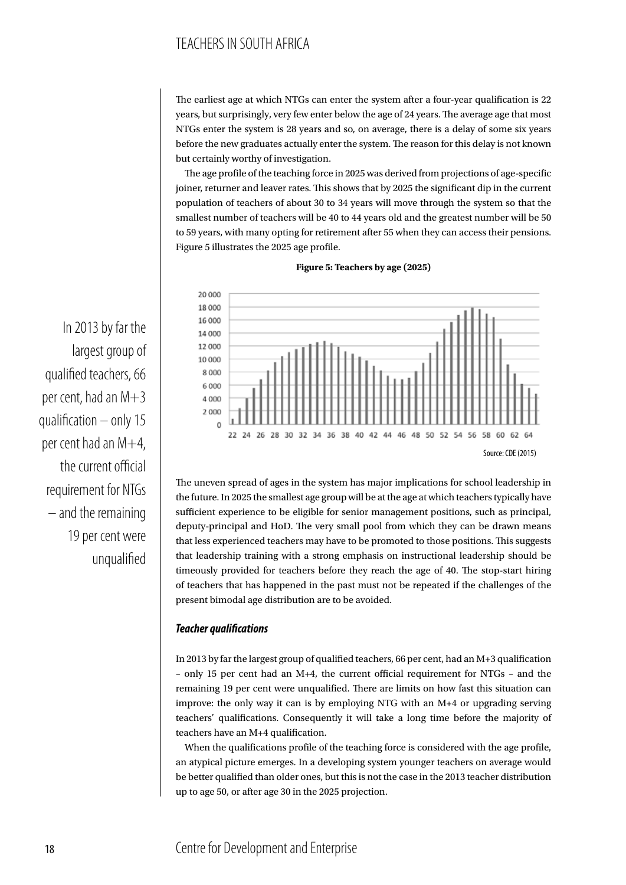The earliest age at which NTGs can enter the system after a four-year qualification is 22 years, but surprisingly, very few enter below the age of 24 years. The average age that most NTGs enter the system is 28 years and so, on average, there is a delay of some six years before the new graduates actually enter the system. The reason for this delay is not known but certainly worthy of investigation.

The age profile of the teaching force in 2025 was derived from projections of age-specific joiner, returner and leaver rates. This shows that by 2025 the significant dip in the current population of teachers of about 30 to 34 years will move through the system so that the smallest number of teachers will be 40 to 44 years old and the greatest number will be 50 to 59 years, with many opting for retirement after 55 when they can access their pensions. Figure 5 illustrates the 2025 age profile.

**Figure 5: Teachers by age (2025)**

Source: CDE (2015)

> In 2013 by far the largest group of qualified teachers, 66 per cent, had an M+3 qualification – only 15 per cent had an M+4, the current official requirement for NTGs – and the remaining 19 per cent were unqualified

The uneven spread of ages in the system has major implications for school leadership in the future. In 2025 the smallest age group will be at the age at which teachers typically have sufficient experience to be eligible for senior management positions, such as principal, deputy-principal and HoD. The very small pool from which they can be drawn means that less experienced teachers may have to be promoted to those positions. This suggests that leadership training with a strong emphasis on instructional leadership should be timeously provided for teachers before they reach the age of 40. The stop-start hiring of teachers that has happened in the past must not be repeated if the challenges of the present bimodal age distribution are to be avoided.

### *Teacher qualifications*

In 2013 by far the largest group of qualified teachers, 66 per cent, had an M+3 qualification – only 15 per cent had an M+4, the current official requirement for NTGs – and the remaining 19 per cent were unqualified. There are limits on how fast this situation can improve: the only way it can is by employing NTG with an M+4 or upgrading serving teachers' qualifications. Consequently it will take a long time before the majority of teachers have an M+4 qualification.

When the qualifications profile of the teaching force is considered with the age profile, an atypical picture emerges. In a developing system younger teachers on average would be better qualified than older ones, but this is not the case in the 2013 teacher distribution up to age 50, or after age 30 in the 2025 projection.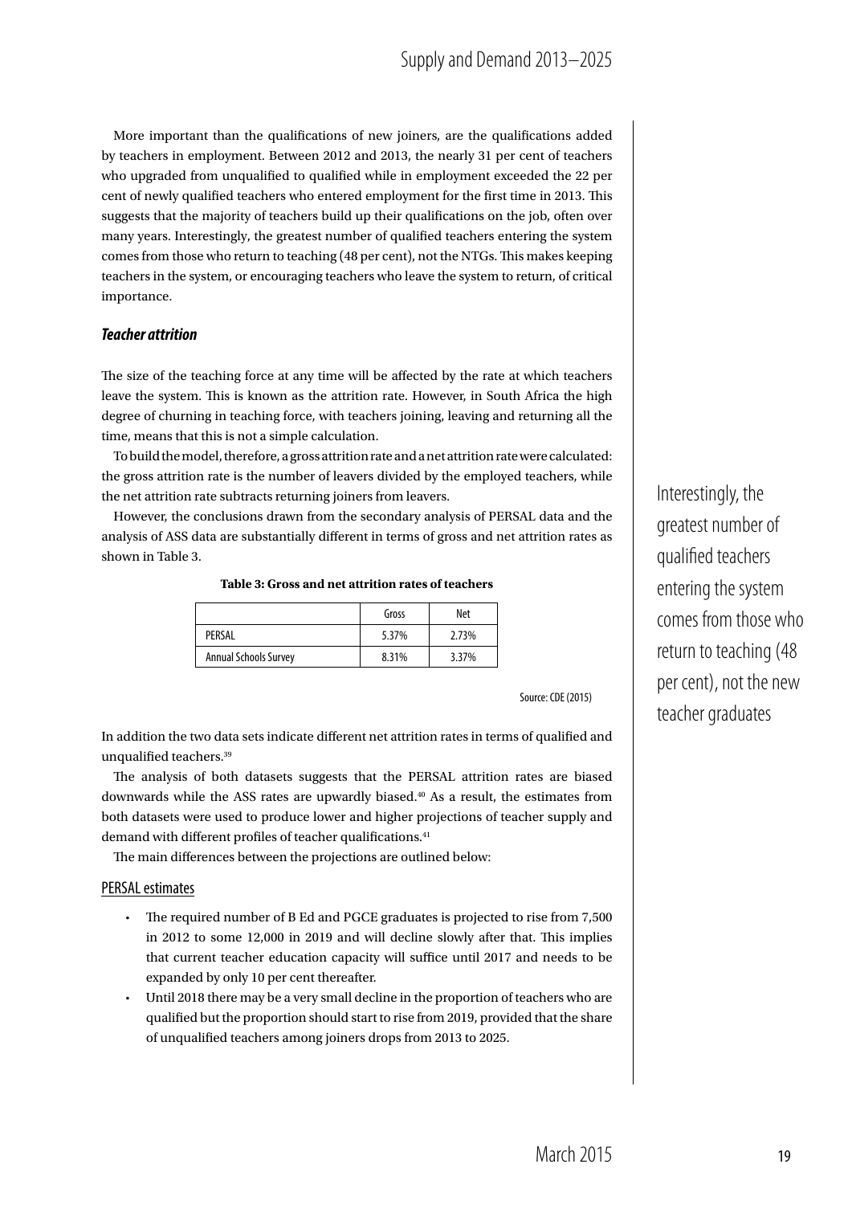More important than the qualifications of new joiners, are the qualifications added by teachers in employment. Between 2012 and 2013, the nearly 31 per cent of teachers who upgraded from unqualified to qualified while in employment exceeded the 22 per cent of newly qualified teachers who entered employment for the first time in 2013. This suggests that the majority of teachers build up their qualifications on the job, often over many years. Interestingly, the greatest number of qualified teachers entering the system comes from those who return to teaching (48 per cent), not the NTGs. This makes keeping teachers in the system, or encouraging teachers who leave the system to return, of critical importance.

### *Teacher attrition*

The size of the teaching force at any time will be affected by the rate at which teachers leave the system. This is known as the attrition rate. However, in South Africa the high degree of churning in teaching force, with teachers joining, leaving and returning all the time, means that this is not a simple calculation.

To build the model, therefore, a gross attrition rate and a net attrition rate were calculated: the gross attrition rate is the number of leavers divided by the employed teachers, while the net attrition rate subtracts returning joiners from leavers.

However, the conclusions drawn from the secondary analysis of PERSAL data and the analysis of ASS data are substantially different in terms of gross and net attrition rates as shown in Table 3.

**Table 3: Gross and net attrition rates of teachers**

| | Gross | Net |
|---|---|---|
| PERSAL | 5.37% | 2.73% |
| Annual Schools Survey | 8.31% | 3.37% |

Source: CDE (2015)

In addition the two data sets indicate different net attrition rates in terms of qualified and unqualified teachers.[39]

The analysis of both datasets suggests that the PERSAL attrition rates are biased downwards while the ASS rates are upwardly biased.[40] As a result, the estimates from both datasets were used to produce lower and higher projections of teacher supply and demand with different profiles of teacher qualifications.[41]

The main differences between the projections are outlined below:

PERSAL estimates

- The required number of B Ed and PGCE graduates is projected to rise from 7,500 in 2012 to some 12,000 in 2019 and will decline slowly after that. This implies that current teacher education capacity will suffice until 2017 and needs to be expanded by only 10 per cent thereafter.
- Until 2018 there may be a very small decline in the proportion of teachers who are qualified but the proportion should start to rise from 2019, provided that the share of unqualified teachers among joiners drops from 2013 to 2025.

Interestingly, the greatest number of qualified teachers entering the system comes from those who return to teaching (48 per cent), not the new teacher graduates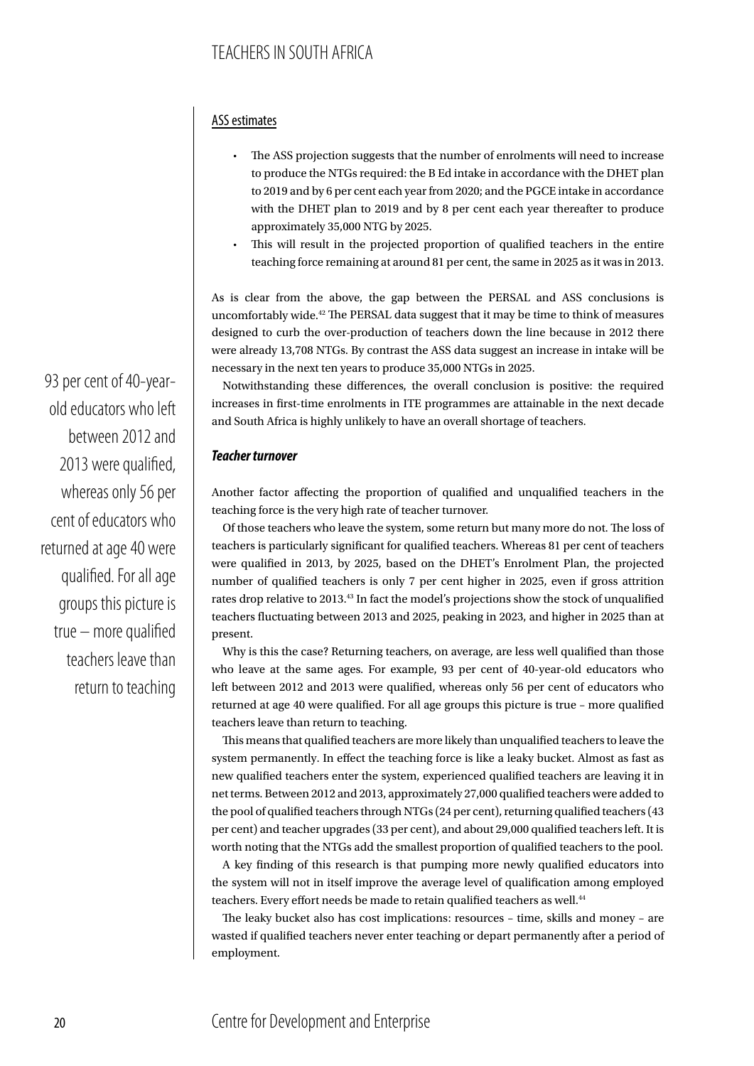ASS estimates

- The ASS projection suggests that the number of enrolments will need to increase to produce the NTGs required: the B Ed intake in accordance with the DHET plan to 2019 and by 6 per cent each year from 2020; and the PGCE intake in accordance with the DHET plan to 2019 and by 8 per cent each year thereafter to produce approximately 35,000 NTG by 2025.
- This will result in the projected proportion of qualified teachers in the entire teaching force remaining at around 81 per cent, the same in 2025 as it was in 2013.

As is clear from the above, the gap between the PERSAL and ASS conclusions is uncomfortably wide.[42] The PERSAL data suggest that it may be time to think of measures designed to curb the over-production of teachers down the line because in 2012 there were already 13,708 NTGs. By contrast the ASS data suggest an increase in intake will be necessary in the next ten years to produce 35,000 NTGs in 2025.

Notwithstanding these differences, the overall conclusion is positive: the required increases in first-time enrolments in ITE programmes are attainable in the next decade and South Africa is highly unlikely to have an overall shortage of teachers.

### *Teacher turnover*

Another factor affecting the proportion of qualified and unqualified teachers in the teaching force is the very high rate of teacher turnover.

Of those teachers who leave the system, some return but many more do not. The loss of teachers is particularly significant for qualified teachers. Whereas 81 per cent of teachers were qualified in 2013, by 2025, based on the DHET's Enrolment Plan, the projected number of qualified teachers is only 7 per cent higher in 2025, even if gross attrition rates drop relative to 2013.[43] In fact the model's projections show the stock of unqualified teachers fluctuating between 2013 and 2025, peaking in 2023, and higher in 2025 than at present.

Why is this the case? Returning teachers, on average, are less well qualified than those who leave at the same ages. For example, 93 per cent of 40-year-old educators who left between 2012 and 2013 were qualified, whereas only 56 per cent of educators who returned at age 40 were qualified. For all age groups this picture is true – more qualified teachers leave than return to teaching.

> 93 per cent of 40-year-old educators who left between 2012 and 2013 were qualified, whereas only 56 per cent of educators who returned at age 40 were qualified. For all age groups this picture is true – more qualified teachers leave than return to teaching

This means that qualified teachers are more likely than unqualified teachers to leave the system permanently. In effect the teaching force is like a leaky bucket. Almost as fast as new qualified teachers enter the system, experienced qualified teachers are leaving it in net terms. Between 2012 and 2013, approximately 27,000 qualified teachers were added to the pool of qualified teachers through NTGs (24 per cent), returning qualified teachers (43 per cent) and teacher upgrades (33 per cent), and about 29,000 qualified teachers left. It is worth noting that the NTGs add the smallest proportion of qualified teachers to the pool.

A key finding of this research is that pumping more newly qualified educators into the system will not in itself improve the average level of qualification among employed teachers. Every effort needs be made to retain qualified teachers as well.[44]

The leaky bucket also has cost implications: resources – time, skills and money – are wasted if qualified teachers never enter teaching or depart permanently after a period of employment.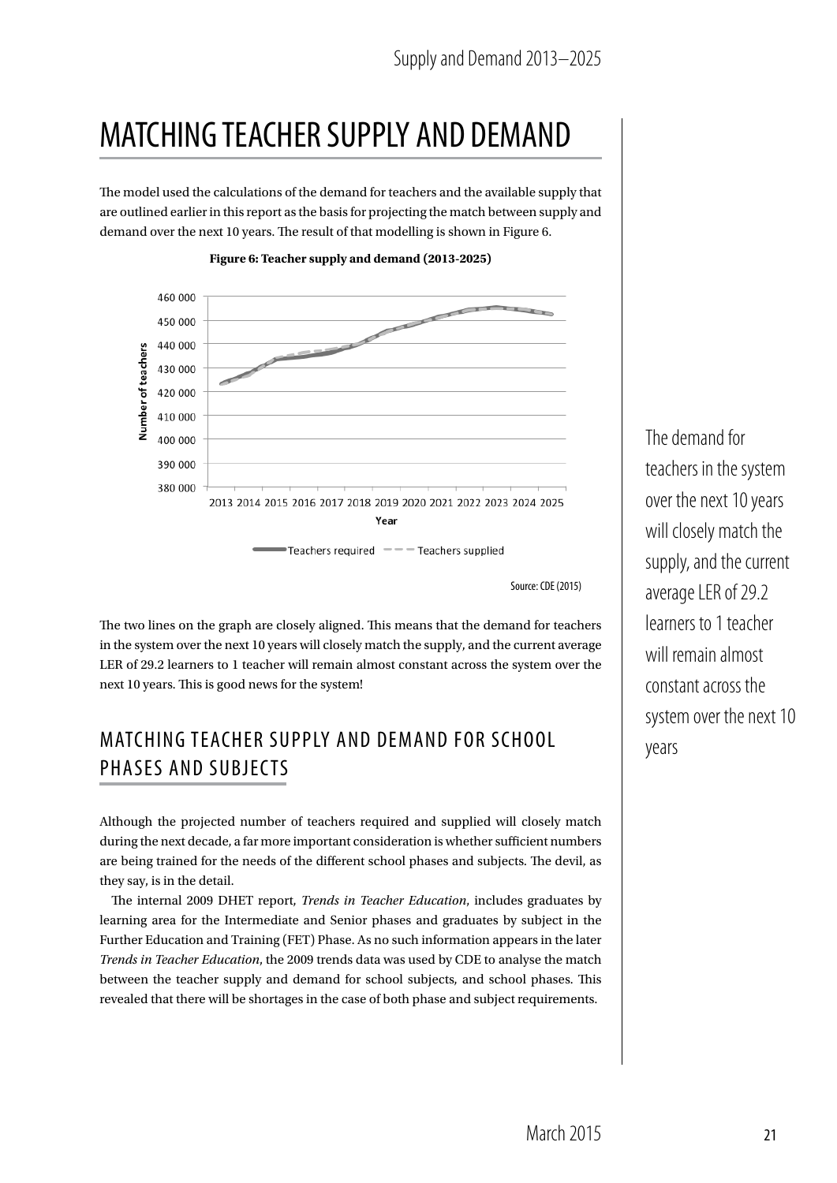# MATCHING TEACHER SUPPLY AND DEMAND

The model used the calculations of the demand for teachers and the available supply that are outlined earlier in this report as the basis for projecting the match between supply and demand over the next 10 years. The result of that modelling is shown in Figure 6.

**Figure 6: Teacher supply and demand (2013-2025)**

Source: CDE (2015)

The two lines on the graph are closely aligned. This means that the demand for teachers in the system over the next 10 years will closely match the supply, and the current average LER of 29.2 learners to 1 teacher will remain almost constant across the system over the next 10 years. This is good news for the system!

The demand for teachers in the system over the next 10 years will closely match the supply, and the current average LER of 29.2 learners to 1 teacher will remain almost constant across the system over the next 10 years

## MATCHING TEACHER SUPPLY AND DEMAND FOR SCHOOL PHASES AND SUBJECTS

Although the projected number of teachers required and supplied will closely match during the next decade, a far more important consideration is whether sufficient numbers are being trained for the needs of the different school phases and subjects. The devil, as they say, is in the detail.

The internal 2009 DHET report, *Trends in Teacher Education*, includes graduates by learning area for the Intermediate and Senior phases and graduates by subject in the Further Education and Training (FET) Phase. As no such information appears in the later *Trends in Teacher Education*, the 2009 trends data was used by CDE to analyse the match between the teacher supply and demand for school subjects, and school phases. This revealed that there will be shortages in the case of both phase and subject requirements.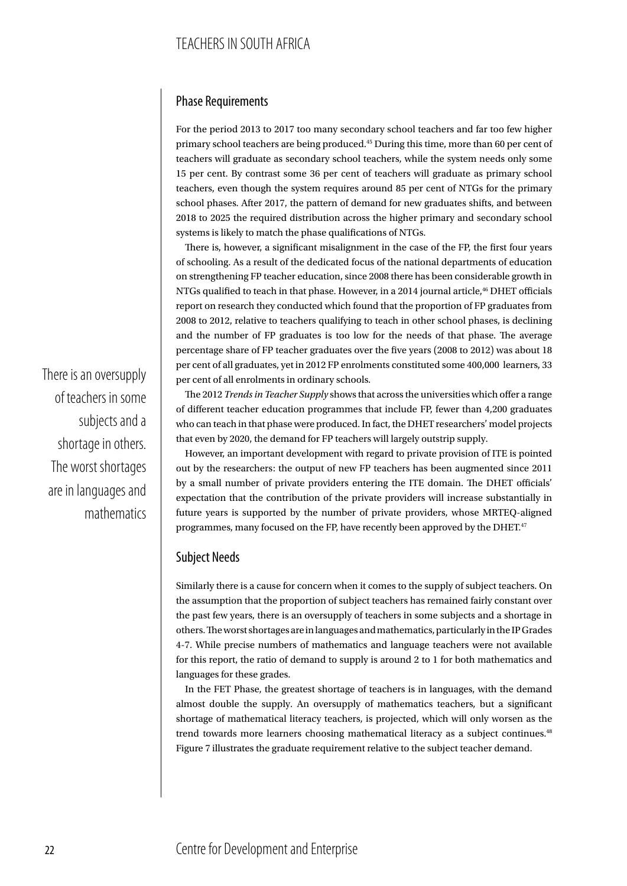## Phase Requirements

For the period 2013 to 2017 too many secondary school teachers and far too few higher primary school teachers are being produced.[45] During this time, more than 60 per cent of teachers will graduate as secondary school teachers, while the system needs only some 15 per cent. By contrast some 36 per cent of teachers will graduate as primary school teachers, even though the system requires around 85 per cent of NTGs for the primary school phases. After 2017, the pattern of demand for new graduates shifts, and between 2018 to 2025 the required distribution across the higher primary and secondary school systems is likely to match the phase qualifications of NTGs.

There is, however, a significant misalignment in the case of the FP, the first four years of schooling. As a result of the dedicated focus of the national departments of education on strengthening FP teacher education, since 2008 there has been considerable growth in NTGs qualified to teach in that phase. However, in a 2014 journal article,[46] DHET officials report on research they conducted which found that the proportion of FP graduates from 2008 to 2012, relative to teachers qualifying to teach in other school phases, is declining and the number of FP graduates is too low for the needs of that phase. The average percentage share of FP teacher graduates over the five years (2008 to 2012) was about 18 per cent of all graduates, yet in 2012 FP enrolments constituted some 400,000 learners, 33 per cent of all enrolments in ordinary schools.

The 2012 *Trends in Teacher Supply* shows that across the universities which offer a range of different teacher education programmes that include FP, fewer than 4,200 graduates who can teach in that phase were produced. In fact, the DHET researchers' model projects that even by 2020, the demand for FP teachers will largely outstrip supply.

However, an important development with regard to private provision of ITE is pointed out by the researchers: the output of new FP teachers has been augmented since 2011 by a small number of private providers entering the ITE domain. The DHET officials' expectation that the contribution of the private providers will increase substantially in future years is supported by the number of private providers, whose MRTEQ-aligned programmes, many focused on the FP, have recently been approved by the DHET.[47]

> There is an oversupply of teachers in some subjects and a shortage in others. The worst shortages are in languages and mathematics

## Subject Needs

Similarly there is a cause for concern when it comes to the supply of subject teachers. On the assumption that the proportion of subject teachers has remained fairly constant over the past few years, there is an oversupply of teachers in some subjects and a shortage in others. The worst shortages are in languages and mathematics, particularly in the IP Grades 4-7. While precise numbers of mathematics and language teachers were not available for this report, the ratio of demand to supply is around 2 to 1 for both mathematics and languages for these grades.

In the FET Phase, the greatest shortage of teachers is in languages, with the demand almost double the supply. An oversupply of mathematics teachers, but a significant shortage of mathematical literacy teachers, is projected, which will only worsen as the trend towards more learners choosing mathematical literacy as a subject continues.[48] Figure 7 illustrates the graduate requirement relative to the subject teacher demand.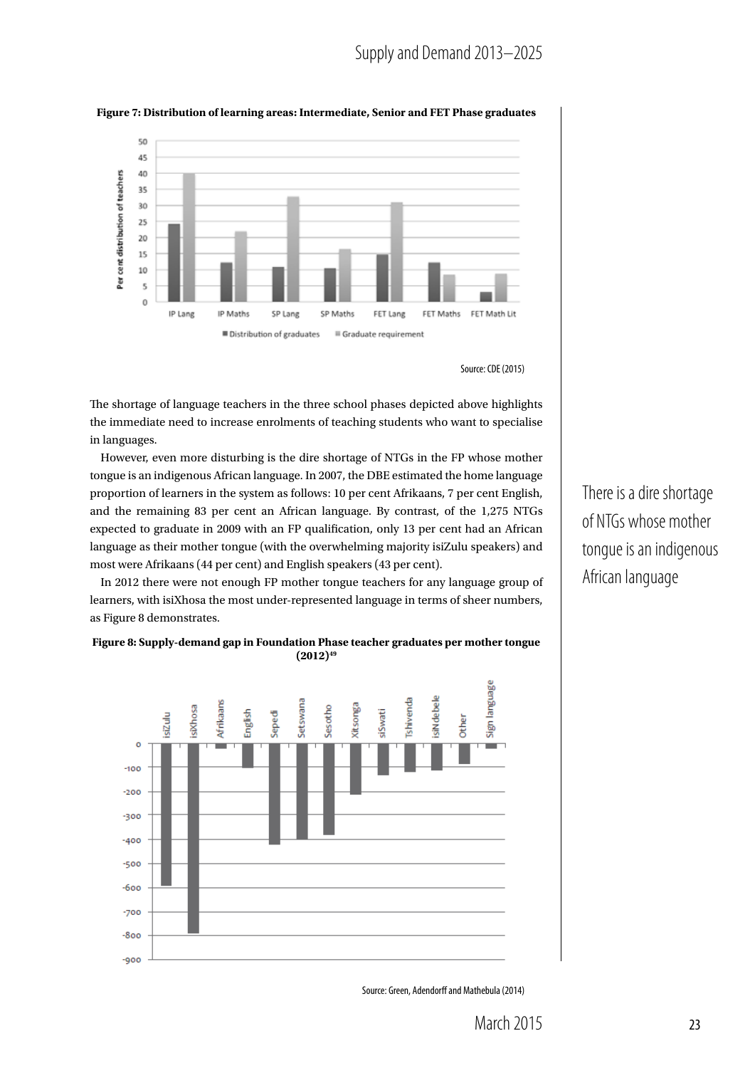**Figure 7: Distribution of learning areas: Intermediate, Senior and FET Phase graduates**

Source: CDE (2015)

The shortage of language teachers in the three school phases depicted above highlights the immediate need to increase enrolments of teaching students who want to specialise in languages.

However, even more disturbing is the dire shortage of NTGs in the FP whose mother tongue is an indigenous African language. In 2007, the DBE estimated the home language proportion of learners in the system as follows: 10 per cent Afrikaans, 7 per cent English, and the remaining 83 per cent an African language. By contrast, of the 1,275 NTGs expected to graduate in 2009 with an FP qualification, only 13 per cent had an African language as their mother tongue (with the overwhelming majority isiZulu speakers) and most were Afrikaans (44 per cent) and English speakers (43 per cent).

In 2012 there were not enough FP mother tongue teachers for any language group of learners, with isiXhosa the most under-represented language in terms of sheer numbers, as Figure 8 demonstrates.

There is a dire shortage of NTGs whose mother tongue is an indigenous African language

**Figure 8: Supply-demand gap in Foundation Phase teacher graduates per mother tongue (2012)[49]**

Source: Green, Adendorff and Mathebula (2014)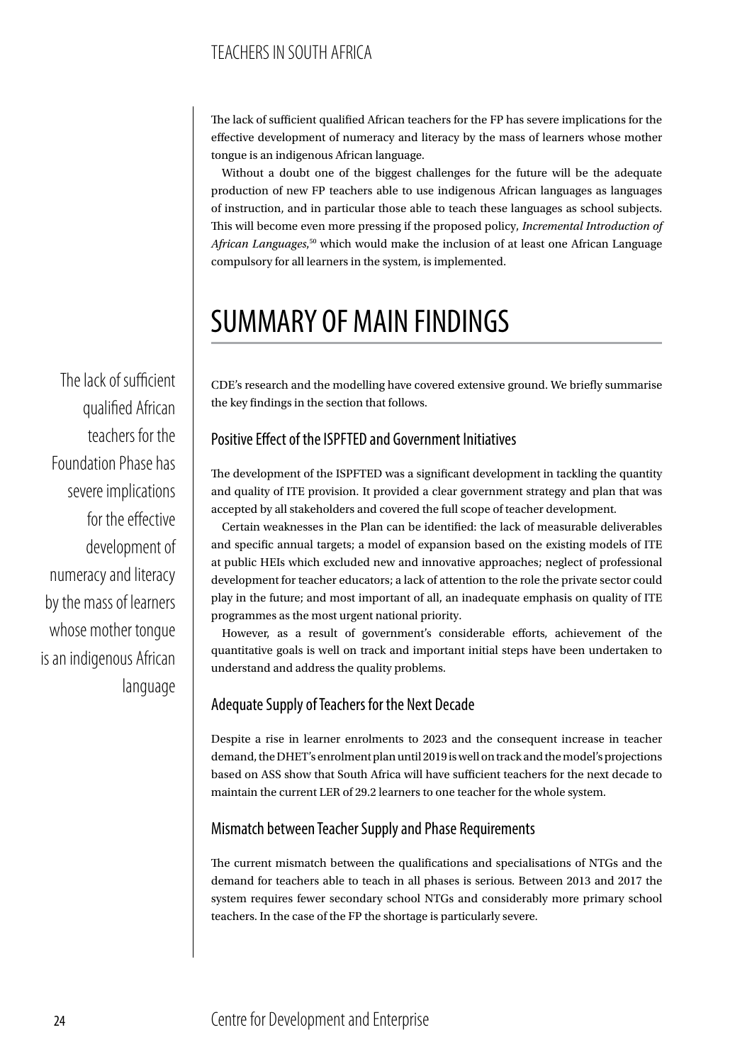The lack of sufficient qualified African teachers for the FP has severe implications for the effective development of numeracy and literacy by the mass of learners whose mother tongue is an indigenous African language.

Without a doubt one of the biggest challenges for the future will be the adequate production of new FP teachers able to use indigenous African languages as languages of instruction, and in particular those able to teach these languages as school subjects. This will become even more pressing if the proposed policy, ***Incremental Introduction of African Languages***,[50] which would make the inclusion of at least one African Language compulsory for all learners in the system, is implemented.

# SUMMARY OF MAIN FINDINGS

> The lack of sufficient qualified African teachers for the Foundation Phase has severe implications for the effective development of numeracy and literacy by the mass of learners whose mother tongue is an indigenous African language

CDE's research and the modelling have covered extensive ground. We briefly summarise the key findings in the section that follows.

## Positive Effect of the ISPFTED and Government Initiatives

The development of the ISPFTED was a significant development in tackling the quantity and quality of ITE provision. It provided a clear government strategy and plan that was accepted by all stakeholders and covered the full scope of teacher development.

Certain weaknesses in the Plan can be identified: the lack of measurable deliverables and specific annual targets; a model of expansion based on the existing models of ITE at public HEIs which excluded new and innovative approaches; neglect of professional development for teacher educators; a lack of attention to the role the private sector could play in the future; and most important of all, an inadequate emphasis on quality of ITE programmes as the most urgent national priority.

However, as a result of government's considerable efforts, achievement of the quantitative goals is well on track and important initial steps have been undertaken to understand and address the quality problems.

## Adequate Supply of Teachers for the Next Decade

Despite a rise in learner enrolments to 2023 and the consequent increase in teacher demand, the DHET's enrolment plan until 2019 is well on track and the model's projections based on ASS show that South Africa will have sufficient teachers for the next decade to maintain the current LER of 29.2 learners to one teacher for the whole system.

## Mismatch between Teacher Supply and Phase Requirements

The current mismatch between the qualifications and specialisations of NTGs and the demand for teachers able to teach in all phases is serious. Between 2013 and 2017 the system requires fewer secondary school NTGs and considerably more primary school teachers. In the case of the FP the shortage is particularly severe.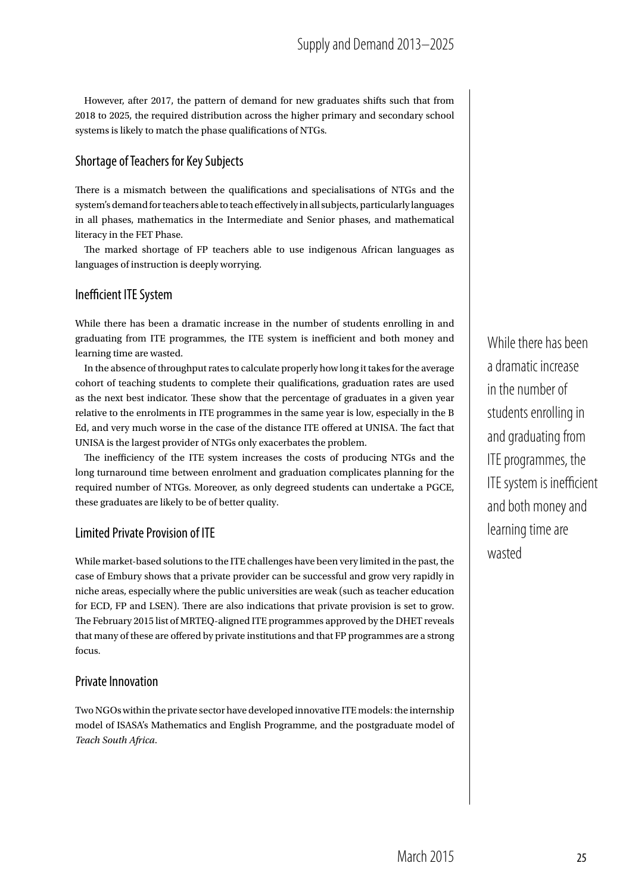However, after 2017, the pattern of demand for new graduates shifts such that from 2018 to 2025, the required distribution across the higher primary and secondary school systems is likely to match the phase qualifications of NTGs.

## Shortage of Teachers for Key Subjects

There is a mismatch between the qualifications and specialisations of NTGs and the system's demand for teachers able to teach effectively in all subjects, particularly languages in all phases, mathematics in the Intermediate and Senior phases, and mathematical literacy in the FET Phase.

The marked shortage of FP teachers able to use indigenous African languages as languages of instruction is deeply worrying.

## Inefficient ITE System

While there has been a dramatic increase in the number of students enrolling in and graduating from ITE programmes, the ITE system is inefficient and both money and learning time are wasted.

In the absence of throughput rates to calculate properly how long it takes for the average cohort of teaching students to complete their qualifications, graduation rates are used as the next best indicator. These show that the percentage of graduates in a given year relative to the enrolments in ITE programmes in the same year is low, especially in the B Ed, and very much worse in the case of the distance ITE offered at UNISA. The fact that UNISA is the largest provider of NTGs only exacerbates the problem.

The inefficiency of the ITE system increases the costs of producing NTGs and the long turnaround time between enrolment and graduation complicates planning for the required number of NTGs. Moreover, as only degreed students can undertake a PGCE, these graduates are likely to be of better quality.

> While there has been a dramatic increase in the number of students enrolling in and graduating from ITE programmes, the ITE system is inefficient and both money and learning time are wasted

## Limited Private Provision of ITE

While market-based solutions to the ITE challenges have been very limited in the past, the case of Embury shows that a private provider can be successful and grow very rapidly in niche areas, especially where the public universities are weak (such as teacher education for ECD, FP and LSEN). There are also indications that private provision is set to grow. The February 2015 list of MRTEQ-aligned ITE programmes approved by the DHET reveals that many of these are offered by private institutions and that FP programmes are a strong focus.

## Private Innovation

Two NGOs within the private sector have developed innovative ITE models: the internship model of ISASA's Mathematics and English Programme, and the postgraduate model of *Teach South Africa*.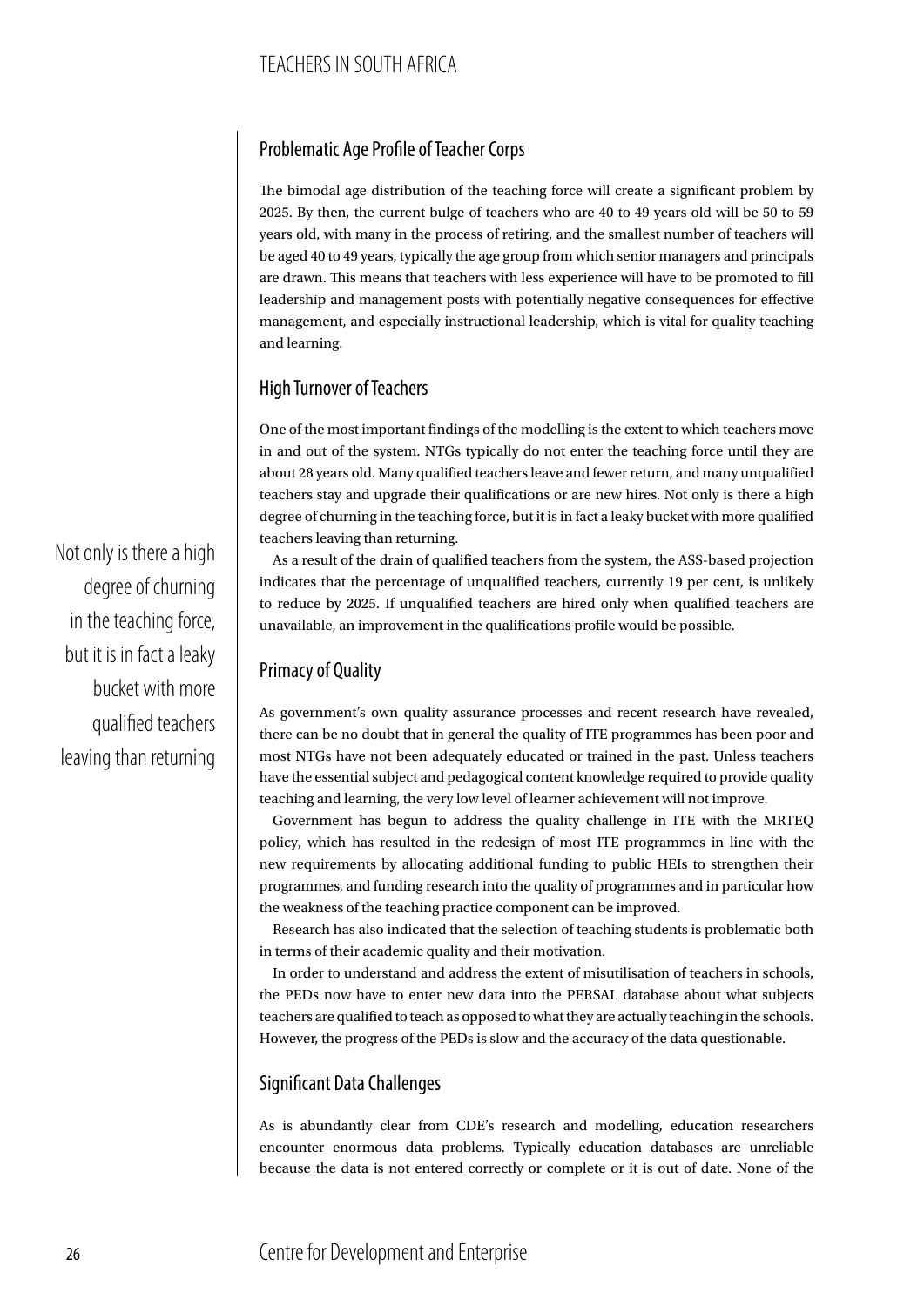## Problematic Age Profile of Teacher Corps

The bimodal age distribution of the teaching force will create a significant problem by 2025. By then, the current bulge of teachers who are 40 to 49 years old will be 50 to 59 years old, with many in the process of retiring, and the smallest number of teachers will be aged 40 to 49 years, typically the age group from which senior managers and principals are drawn. This means that teachers with less experience will have to be promoted to fill leadership and management posts with potentially negative consequences for effective management, and especially instructional leadership, which is vital for quality teaching and learning.

## High Turnover of Teachers

One of the most important findings of the modelling is the extent to which teachers move in and out of the system. NTGs typically do not enter the teaching force until they are about 28 years old. Many qualified teachers leave and fewer return, and many unqualified teachers stay and upgrade their qualifications or are new hires. Not only is there a high degree of churning in the teaching force, but it is in fact a leaky bucket with more qualified teachers leaving than returning.

> Not only is there a high degree of churning in the teaching force, but it is in fact a leaky bucket with more qualified teachers leaving than returning

As a result of the drain of qualified teachers from the system, the ASS-based projection indicates that the percentage of unqualified teachers, currently 19 per cent, is unlikely to reduce by 2025. If unqualified teachers are hired only when qualified teachers are unavailable, an improvement in the qualifications profile would be possible.

## Primacy of Quality

As government's own quality assurance processes and recent research have revealed, there can be no doubt that in general the quality of ITE programmes has been poor and most NTGs have not been adequately educated or trained in the past. Unless teachers have the essential subject and pedagogical content knowledge required to provide quality teaching and learning, the very low level of learner achievement will not improve.

Government has begun to address the quality challenge in ITE with the MRTEQ policy, which has resulted in the redesign of most ITE programmes in line with the new requirements by allocating additional funding to public HEIs to strengthen their programmes, and funding research into the quality of programmes and in particular how the weakness of the teaching practice component can be improved.

Research has also indicated that the selection of teaching students is problematic both in terms of their academic quality and their motivation.

In order to understand and address the extent of misutilisation of teachers in schools, the PEDs now have to enter new data into the PERSAL database about what subjects teachers are qualified to teach as opposed to what they are actually teaching in the schools. However, the progress of the PEDs is slow and the accuracy of the data questionable.

## Significant Data Challenges

As is abundantly clear from CDE's research and modelling, education researchers encounter enormous data problems. Typically education databases are unreliable because the data is not entered correctly or complete or it is out of date. None of the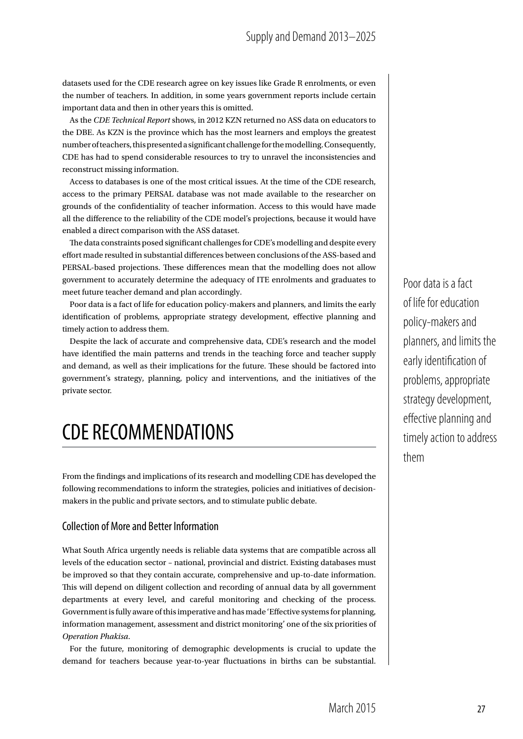datasets used for the CDE research agree on key issues like Grade R enrolments, or even the number of teachers. In addition, in some years government reports include certain important data and then in other years this is omitted.

As the *CDE Technical Report* shows, in 2012 KZN returned no ASS data on educators to the DBE. As KZN is the province which has the most learners and employs the greatest number of teachers, this presented a significant challenge for the modelling. Consequently, CDE has had to spend considerable resources to try to unravel the inconsistencies and reconstruct missing information.

Access to databases is one of the most critical issues. At the time of the CDE research, access to the primary PERSAL database was not made available to the researcher on grounds of the confidentiality of teacher information. Access to this would have made all the difference to the reliability of the CDE model's projections, because it would have enabled a direct comparison with the ASS dataset.

The data constraints posed significant challenges for CDE's modelling and despite every effort made resulted in substantial differences between conclusions of the ASS-based and PERSAL-based projections. These differences mean that the modelling does not allow government to accurately determine the adequacy of ITE enrolments and graduates to meet future teacher demand and plan accordingly.

Poor data is a fact of life for education policy-makers and planners, and limits the early identification of problems, appropriate strategy development, effective planning and timely action to address them.

Despite the lack of accurate and comprehensive data, CDE's research and the model have identified the main patterns and trends in the teaching force and teacher supply and demand, as well as their implications for the future. These should be factored into government's strategy, planning, policy and interventions, and the initiatives of the private sector.

> Poor data is a fact of life for education policy-makers and planners, and limits the early identification of problems, appropriate strategy development, effective planning and timely action to address them

# CDE RECOMMENDATIONS

From the findings and implications of its research and modelling CDE has developed the following recommendations to inform the strategies, policies and initiatives of decision-makers in the public and private sectors, and to stimulate public debate.

## Collection of More and Better Information

What South Africa urgently needs is reliable data systems that are compatible across all levels of the education sector – national, provincial and district. Existing databases must be improved so that they contain accurate, comprehensive and up-to-date information. This will depend on diligent collection and recording of annual data by all government departments at every level, and careful monitoring and checking of the process. Government is fully aware of this imperative and has made 'Effective systems for planning, information management, assessment and district monitoring' one of the six priorities of *Operation Phakisa*.

For the future, monitoring of demographic developments is crucial to update the demand for teachers because year-to-year fluctuations in births can be substantial.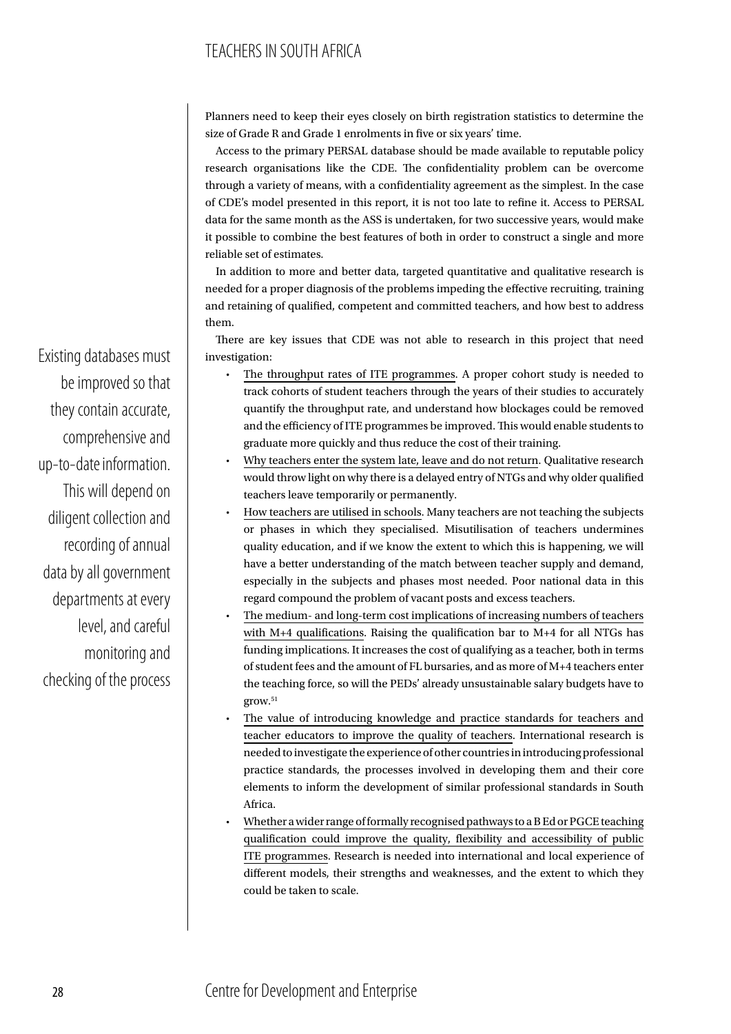Planners need to keep their eyes closely on birth registration statistics to determine the size of Grade R and Grade 1 enrolments in five or six years' time.

Access to the primary PERSAL database should be made available to reputable policy research organisations like the CDE. The confidentiality problem can be overcome through a variety of means, with a confidentiality agreement as the simplest. In the case of CDE's model presented in this report, it is not too late to refine it. Access to PERSAL data for the same month as the ASS is undertaken, for two successive years, would make it possible to combine the best features of both in order to construct a single and more reliable set of estimates.

In addition to more and better data, targeted quantitative and qualitative research is needed for a proper diagnosis of the problems impeding the effective recruiting, training and retaining of qualified, competent and committed teachers, and how best to address them.

> Existing databases must be improved so that they contain accurate, comprehensive and up-to-date information. This will depend on diligent collection and recording of annual data by all government departments at every level, and careful monitoring and checking of the process

There are key issues that CDE was not able to research in this project that need investigation:

- The throughput rates of ITE programmes. A proper cohort study is needed to track cohorts of student teachers through the years of their studies to accurately quantify the throughput rate, and understand how blockages could be removed and the efficiency of ITE programmes be improved. This would enable students to graduate more quickly and thus reduce the cost of their training.
- Why teachers enter the system late, leave and do not return. Qualitative research would throw light on why there is a delayed entry of NTGs and why older qualified teachers leave temporarily or permanently.
- How teachers are utilised in schools. Many teachers are not teaching the subjects or phases in which they specialised. Misutilisation of teachers undermines quality education, and if we know the extent to which this is happening, we will have a better understanding of the match between teacher supply and demand, especially in the subjects and phases most needed. Poor national data in this regard compound the problem of vacant posts and excess teachers.
- The medium- and long-term cost implications of increasing numbers of teachers with M+4 qualifications. Raising the qualification bar to M+4 for all NTGs has funding implications. It increases the cost of qualifying as a teacher, both in terms of student fees and the amount of FL bursaries, and as more of M+4 teachers enter the teaching force, so will the PEDs' already unsustainable salary budgets have to grow.[51]
- The value of introducing knowledge and practice standards for teachers and teacher educators to improve the quality of teachers. International research is needed to investigate the experience of other countries in introducing professional practice standards, the processes involved in developing them and their core elements to inform the development of similar professional standards in South Africa.
- Whether a wider range of formally recognised pathways to a B Ed or PGCE teaching qualification could improve the quality, flexibility and accessibility of public ITE programmes. Research is needed into international and local experience of different models, their strengths and weaknesses, and the extent to which they could be taken to scale.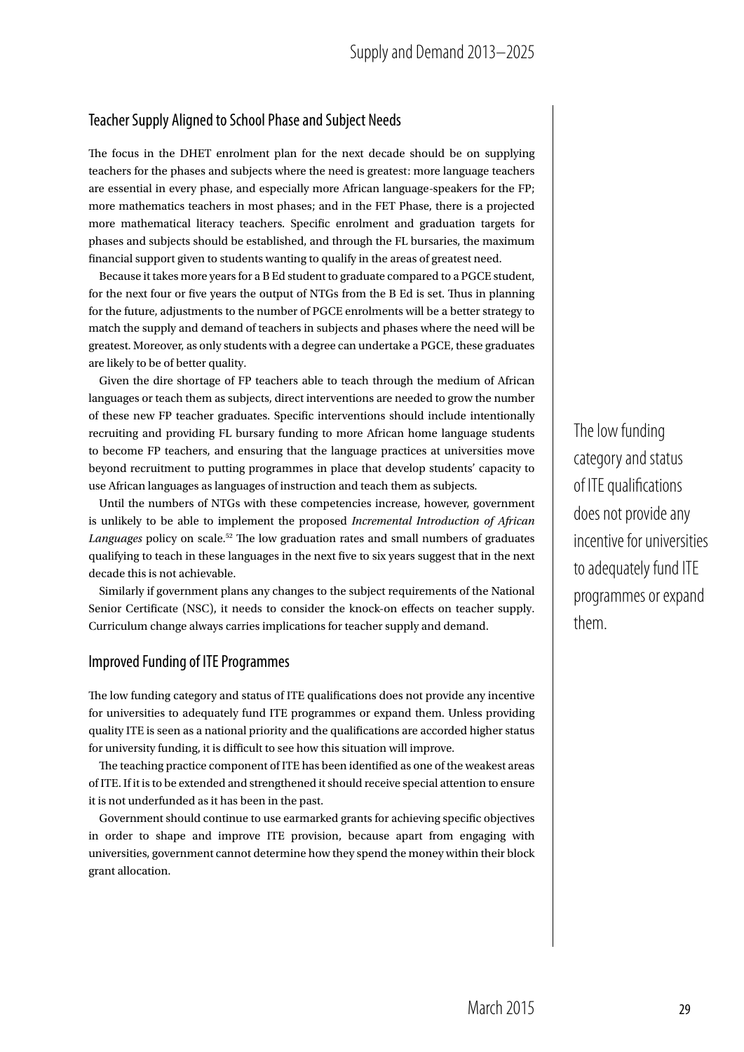## Teacher Supply Aligned to School Phase and Subject Needs

The focus in the DHET enrolment plan for the next decade should be on supplying teachers for the phases and subjects where the need is greatest: more language teachers are essential in every phase, and especially more African language-speakers for the FP; more mathematics teachers in most phases; and in the FET Phase, there is a projected more mathematical literacy teachers. Specific enrolment and graduation targets for phases and subjects should be established, and through the FL bursaries, the maximum financial support given to students wanting to qualify in the areas of greatest need.

Because it takes more years for a B Ed student to graduate compared to a PGCE student, for the next four or five years the output of NTGs from the B Ed is set. Thus in planning for the future, adjustments to the number of PGCE enrolments will be a better strategy to match the supply and demand of teachers in subjects and phases where the need will be greatest. Moreover, as only students with a degree can undertake a PGCE, these graduates are likely to be of better quality.

Given the dire shortage of FP teachers able to teach through the medium of African languages or teach them as subjects, direct interventions are needed to grow the number of these new FP teacher graduates. Specific interventions should include intentionally recruiting and providing FL bursary funding to more African home language students to become FP teachers, and ensuring that the language practices at universities move beyond recruitment to putting programmes in place that develop students' capacity to use African languages as languages of instruction and teach them as subjects.

Until the numbers of NTGs with these competencies increase, however, government is unlikely to be able to implement the proposed *Incremental Introduction of African Languages* policy on scale.[52] The low graduation rates and small numbers of graduates qualifying to teach in these languages in the next five to six years suggest that in the next decade this is not achievable.

Similarly if government plans any changes to the subject requirements of the National Senior Certificate (NSC), it needs to consider the knock-on effects on teacher supply. Curriculum change always carries implications for teacher supply and demand.

## Improved Funding of ITE Programmes

The low funding category and status of ITE qualifications does not provide any incentive for universities to adequately fund ITE programmes or expand them. Unless providing quality ITE is seen as a national priority and the qualifications are accorded higher status for university funding, it is difficult to see how this situation will improve.

The teaching practice component of ITE has been identified as one of the weakest areas of ITE. If it is to be extended and strengthened it should receive special attention to ensure it is not underfunded as it has been in the past.

Government should continue to use earmarked grants for achieving specific objectives in order to shape and improve ITE provision, because apart from engaging with universities, government cannot determine how they spend the money within their block grant allocation.

> The low funding category and status of ITE qualifications does not provide any incentive for universities to adequately fund ITE programmes or expand them.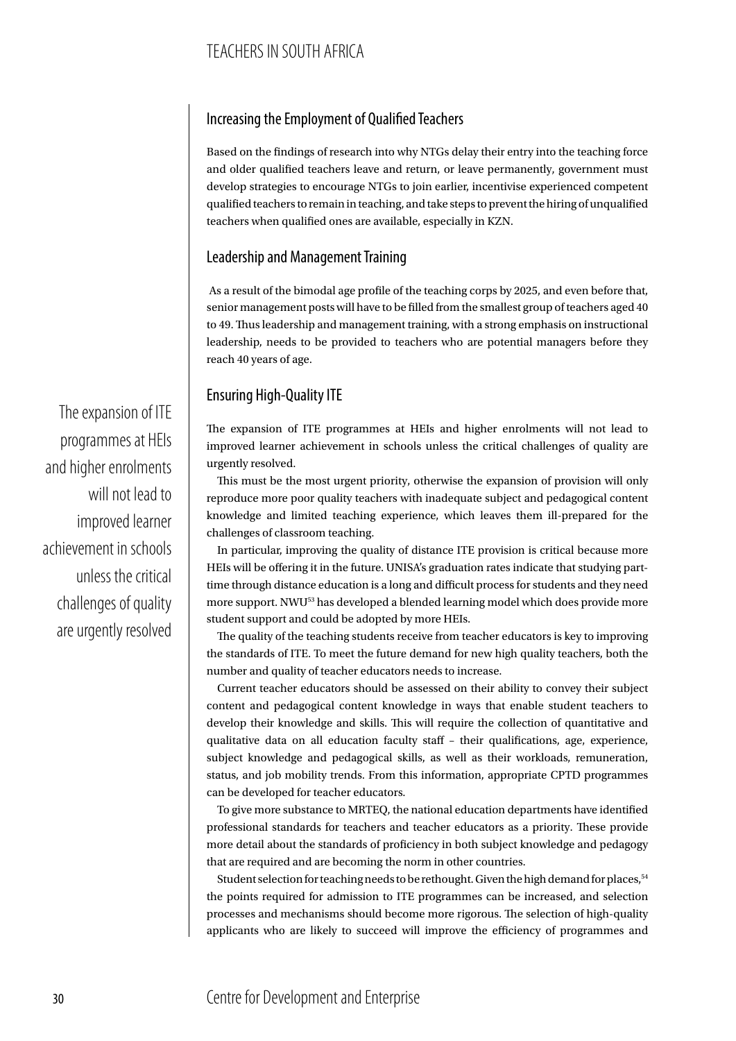## Increasing the Employment of Qualified Teachers

Based on the findings of research into why NTGs delay their entry into the teaching force and older qualified teachers leave and return, or leave permanently, government must develop strategies to encourage NTGs to join earlier, incentivise experienced competent qualified teachers to remain in teaching, and take steps to prevent the hiring of unqualified teachers when qualified ones are available, especially in KZN.

## Leadership and Management Training

As a result of the bimodal age profile of the teaching corps by 2025, and even before that, senior management posts will have to be filled from the smallest group of teachers aged 40 to 49. Thus leadership and management training, with a strong emphasis on instructional leadership, needs to be provided to teachers who are potential managers before they reach 40 years of age.

## Ensuring High-Quality ITE

> The expansion of ITE programmes at HEIs and higher enrolments will not lead to improved learner achievement in schools unless the critical challenges of quality are urgently resolved

The expansion of ITE programmes at HEIs and higher enrolments will not lead to improved learner achievement in schools unless the critical challenges of quality are urgently resolved.

This must be the most urgent priority, otherwise the expansion of provision will only reproduce more poor quality teachers with inadequate subject and pedagogical content knowledge and limited teaching experience, which leaves them ill-prepared for the challenges of classroom teaching.

In particular, improving the quality of distance ITE provision is critical because more HEIs will be offering it in the future. UNISA's graduation rates indicate that studying part-time through distance education is a long and difficult process for students and they need more support. NWU[53] has developed a blended learning model which does provide more student support and could be adopted by more HEIs.

The quality of the teaching students receive from teacher educators is key to improving the standards of ITE. To meet the future demand for new high quality teachers, both the number and quality of teacher educators needs to increase.

Current teacher educators should be assessed on their ability to convey their subject content and pedagogical content knowledge in ways that enable student teachers to develop their knowledge and skills. This will require the collection of quantitative and qualitative data on all education faculty staff – their qualifications, age, experience, subject knowledge and pedagogical skills, as well as their workloads, remuneration, status, and job mobility trends. From this information, appropriate CPTD programmes can be developed for teacher educators.

To give more substance to MRTEQ, the national education departments have identified professional standards for teachers and teacher educators as a priority. These provide more detail about the standards of proficiency in both subject knowledge and pedagogy that are required and are becoming the norm in other countries.

Student selection for teaching needs to be rethought. Given the high demand for places,[54] the points required for admission to ITE programmes can be increased, and selection processes and mechanisms should become more rigorous. The selection of high-quality applicants who are likely to succeed will improve the efficiency of programmes and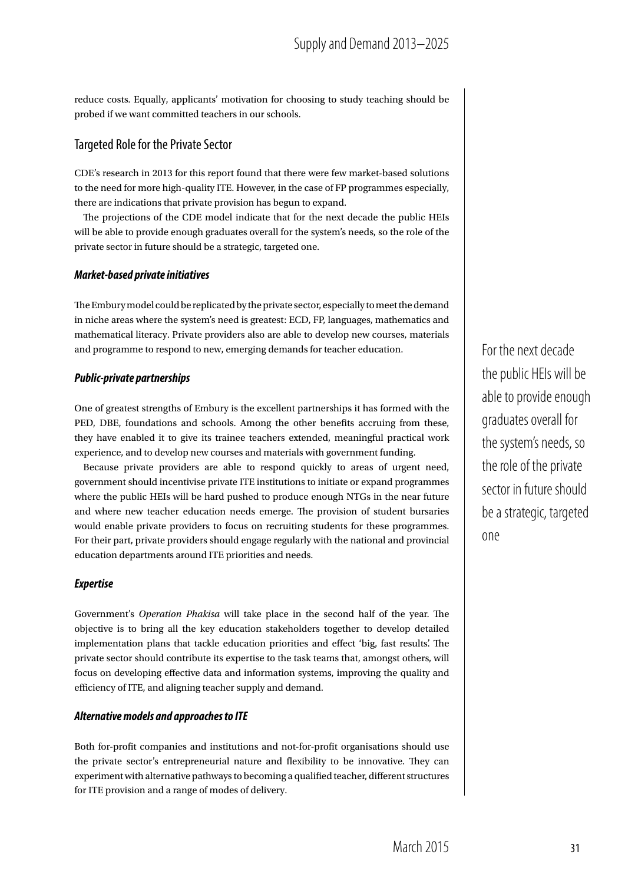reduce costs. Equally, applicants' motivation for choosing to study teaching should be probed if we want committed teachers in our schools.

## Targeted Role for the Private Sector

CDE's research in 2013 for this report found that there were few market-based solutions to the need for more high-quality ITE. However, in the case of FP programmes especially, there are indications that private provision has begun to expand.

The projections of the CDE model indicate that for the next decade the public HEIs will be able to provide enough graduates overall for the system's needs, so the role of the private sector in future should be a strategic, targeted one.

### *Market-based private initiatives*

The Embury model could be replicated by the private sector, especially to meet the demand in niche areas where the system's need is greatest: ECD, FP, languages, mathematics and mathematical literacy. Private providers also are able to develop new courses, materials and programme to respond to new, emerging demands for teacher education.

### *Public-private partnerships*

One of greatest strengths of Embury is the excellent partnerships it has formed with the PED, DBE, foundations and schools. Among the other benefits accruing from these, they have enabled it to give its trainee teachers extended, meaningful practical work experience, and to develop new courses and materials with government funding.

Because private providers are able to respond quickly to areas of urgent need, government should incentivise private ITE institutions to initiate or expand programmes where the public HEIs will be hard pushed to produce enough NTGs in the near future and where new teacher education needs emerge. The provision of student bursaries would enable private providers to focus on recruiting students for these programmes. For their part, private providers should engage regularly with the national and provincial education departments around ITE priorities and needs.

### *Expertise*

Government's *Operation Phakisa* will take place in the second half of the year. The objective is to bring all the key education stakeholders together to develop detailed implementation plans that tackle education priorities and effect 'big, fast results'. The private sector should contribute its expertise to the task teams that, amongst others, will focus on developing effective data and information systems, improving the quality and efficiency of ITE, and aligning teacher supply and demand.

### *Alternative models and approaches to ITE*

Both for-profit companies and institutions and not-for-profit organisations should use the private sector's entrepreneurial nature and flexibility to be innovative. They can experiment with alternative pathways to becoming a qualified teacher, different structures for ITE provision and a range of modes of delivery.

For the next decade the public HEIs will be able to provide enough graduates overall for the system's needs, so the role of the private sector in future should be a strategic, targeted one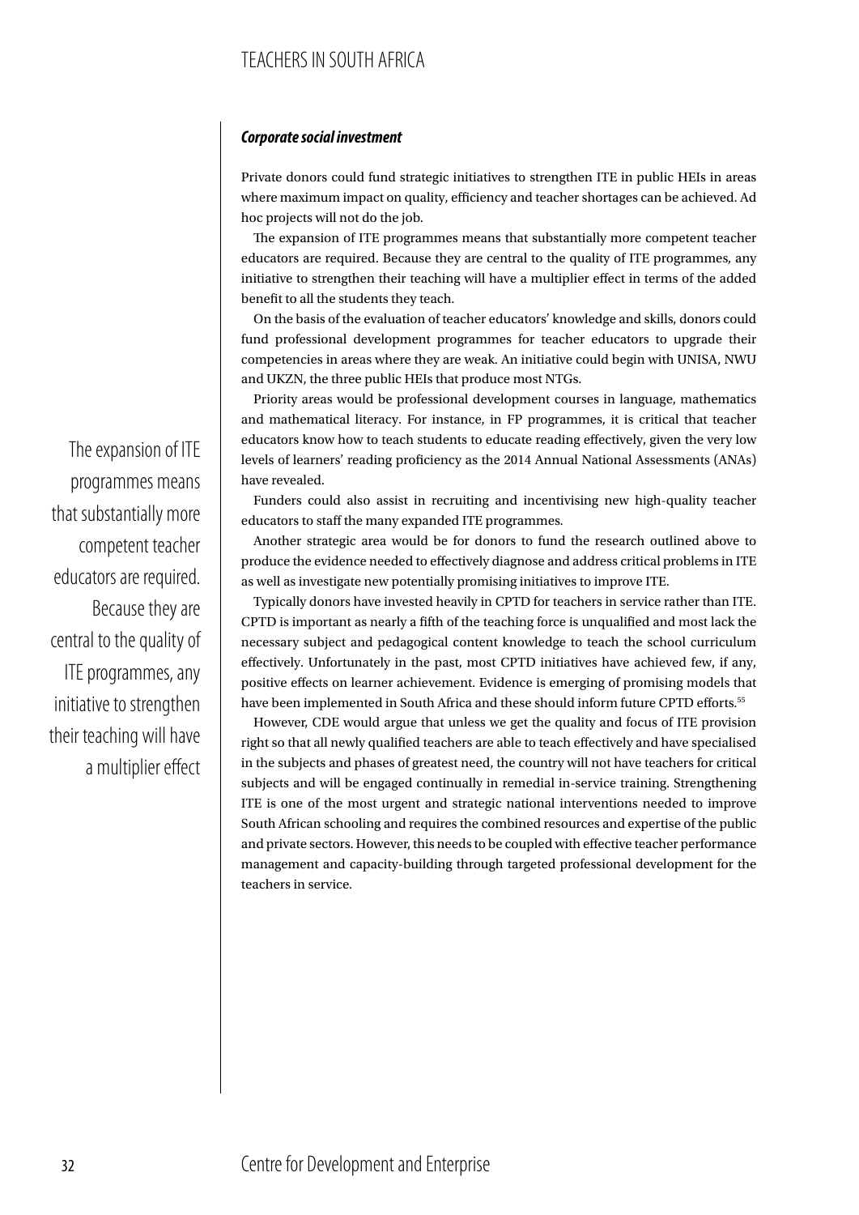***Corporate social investment***

Private donors could fund strategic initiatives to strengthen ITE in public HEIs in areas where maximum impact on quality, efficiency and teacher shortages can be achieved. Ad hoc projects will not do the job.

The expansion of ITE programmes means that substantially more competent teacher educators are required. Because they are central to the quality of ITE programmes, any initiative to strengthen their teaching will have a multiplier effect in terms of the added benefit to all the students they teach.

On the basis of the evaluation of teacher educators' knowledge and skills, donors could fund professional development programmes for teacher educators to upgrade their competencies in areas where they are weak. An initiative could begin with UNISA, NWU and UKZN, the three public HEIs that produce most NTGs.

Priority areas would be professional development courses in language, mathematics and mathematical literacy. For instance, in FP programmes, it is critical that teacher educators know how to teach students to educate reading effectively, given the very low levels of learners' reading proficiency as the 2014 Annual National Assessments (ANAs) have revealed.

> The expansion of ITE programmes means that substantially more competent teacher educators are required. Because they are central to the quality of ITE programmes, any initiative to strengthen their teaching will have a multiplier effect

Funders could also assist in recruiting and incentivising new high-quality teacher educators to staff the many expanded ITE programmes.

Another strategic area would be for donors to fund the research outlined above to produce the evidence needed to effectively diagnose and address critical problems in ITE as well as investigate new potentially promising initiatives to improve ITE.

Typically donors have invested heavily in CPTD for teachers in service rather than ITE. CPTD is important as nearly a fifth of the teaching force is unqualified and most lack the necessary subject and pedagogical content knowledge to teach the school curriculum effectively. Unfortunately in the past, most CPTD initiatives have achieved few, if any, positive effects on learner achievement. Evidence is emerging of promising models that have been implemented in South Africa and these should inform future CPTD efforts.[55]

However, CDE would argue that unless we get the quality and focus of ITE provision right so that all newly qualified teachers are able to teach effectively and have specialised in the subjects and phases of greatest need, the country will not have teachers for critical subjects and will be engaged continually in remedial in-service training. Strengthening ITE is one of the most urgent and strategic national interventions needed to improve South African schooling and requires the combined resources and expertise of the public and private sectors. However, this needs to be coupled with effective teacher performance management and capacity-building through targeted professional development for the teachers in service.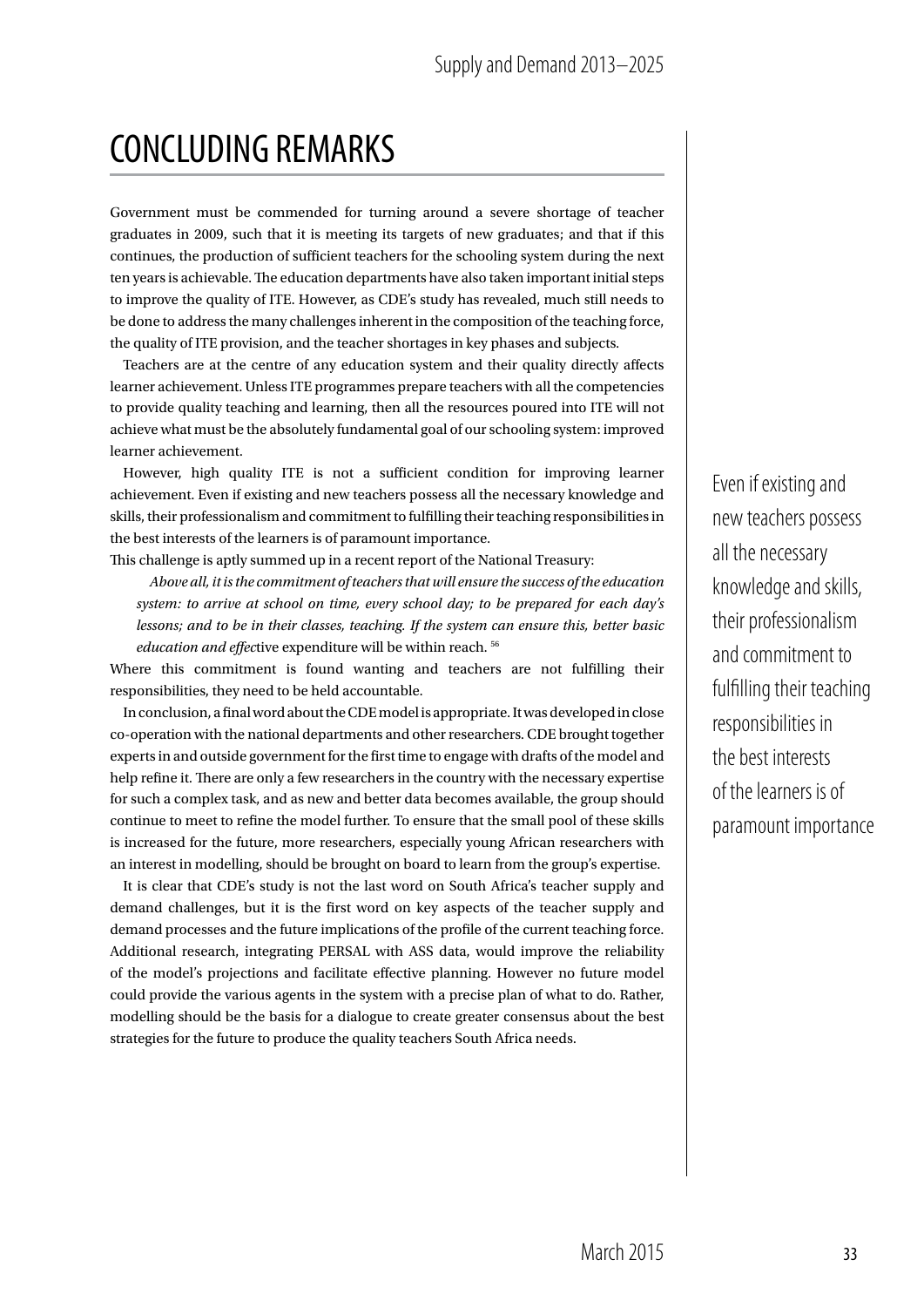# CONCLUDING REMARKS

Government must be commended for turning around a severe shortage of teacher graduates in 2009, such that it is meeting its targets of new graduates; and that if this continues, the production of sufficient teachers for the schooling system during the next ten years is achievable. The education departments have also taken important initial steps to improve the quality of ITE. However, as CDE's study has revealed, much still needs to be done to address the many challenges inherent in the composition of the teaching force, the quality of ITE provision, and the teacher shortages in key phases and subjects.

Teachers are at the centre of any education system and their quality directly affects learner achievement. Unless ITE programmes prepare teachers with all the competencies to provide quality teaching and learning, then all the resources poured into ITE will not achieve what must be the absolutely fundamental goal of our schooling system: improved learner achievement.

However, high quality ITE is not a sufficient condition for improving learner achievement. Even if existing and new teachers possess all the necessary knowledge and skills, their professionalism and commitment to fulfilling their teaching responsibilities in the best interests of the learners is of paramount importance.

This challenge is aptly summed up in a recent report of the National Treasury:

> *Above all, it is the commitment of teachers that will ensure the success of the education system: to arrive at school on time, every school day; to be prepared for each day's lessons; and to be in their classes, teaching. If the system can ensure this, better basic education and effec*tive expenditure will be within reach. [56]

Where this commitment is found wanting and teachers are not fulfilling their responsibilities, they need to be held accountable.

In conclusion, a final word about the CDE model is appropriate. It was developed in close co-operation with the national departments and other researchers. CDE brought together experts in and outside government for the first time to engage with drafts of the model and help refine it. There are only a few researchers in the country with the necessary expertise for such a complex task, and as new and better data becomes available, the group should continue to meet to refine the model further. To ensure that the small pool of these skills is increased for the future, more researchers, especially young African researchers with an interest in modelling, should be brought on board to learn from the group's expertise.

It is clear that CDE's study is not the last word on South Africa's teacher supply and demand challenges, but it is the first word on key aspects of the teacher supply and demand processes and the future implications of the profile of the current teaching force. Additional research, integrating PERSAL with ASS data, would improve the reliability of the model's projections and facilitate effective planning. However no future model could provide the various agents in the system with a precise plan of what to do. Rather, modelling should be the basis for a dialogue to create greater consensus about the best strategies for the future to produce the quality teachers South Africa needs.

Even if existing and new teachers possess all the necessary knowledge and skills, their professionalism and commitment to fulfilling their teaching responsibilities in the best interests of the learners is of paramount importance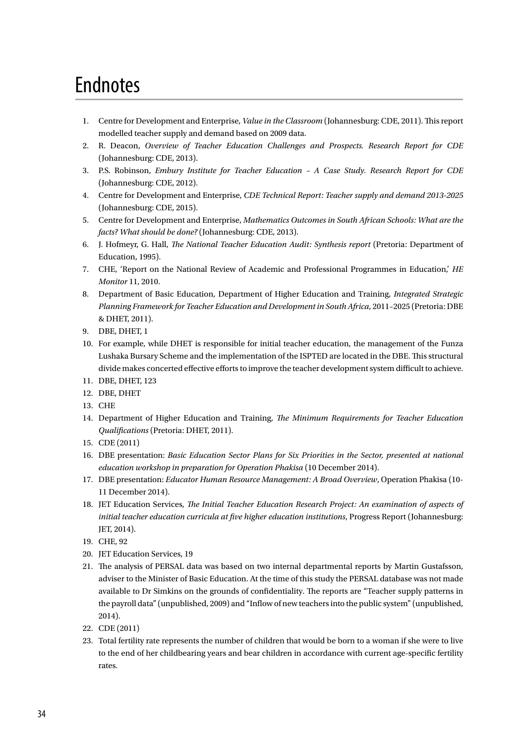# Endnotes

1. Centre for Development and Enterprise, *Value in the Classroom* (Johannesburg: CDE, 2011). This report modelled teacher supply and demand based on 2009 data.
2. R. Deacon, *Overview of Teacher Education Challenges and Prospects. Research Report for CDE* (Johannesburg: CDE, 2013).
3. P.S. Robinson, *Embury Institute for Teacher Education – A Case Study. Research Report for CDE* (Johannesburg: CDE, 2012).
4. Centre for Development and Enterprise, *CDE Technical Report: Teacher supply and demand 2013-2025* (Johannesburg: CDE, 2015).
5. Centre for Development and Enterprise, *Mathematics Outcomes in South African Schools: What are the facts? What should be done?* (Johannesburg: CDE, 2013).
6. J. Hofmeyr, G. Hall, *The National Teacher Education Audit: Synthesis report* (Pretoria: Department of Education, 1995).
7. CHE, 'Report on the National Review of Academic and Professional Programmes in Education,' *HE Monitor* 11, 2010.
8. Department of Basic Education, Department of Higher Education and Training, *Integrated Strategic Planning Framework for Teacher Education and Development in South Africa*, 2011–2025 (Pretoria: DBE & DHET, 2011).
9. DBE, DHET, 1
10. For example, while DHET is responsible for initial teacher education, the management of the Funza Lushaka Bursary Scheme and the implementation of the ISPTED are located in the DBE. This structural divide makes concerted effective efforts to improve the teacher development system difficult to achieve.
11. DBE, DHET, 123
12. DBE, DHET
13. CHE
14. Department of Higher Education and Training, *The Minimum Requirements for Teacher Education Qualifications* (Pretoria: DHET, 2011).
15. CDE (2011)
16. DBE presentation: *Basic Education Sector Plans for Six Priorities in the Sector, presented at national education workshop in preparation for Operation Phakisa* (10 December 2014).
17. DBE presentation: *Educator Human Resource Management: A Broad Overview*, Operation Phakisa (10-11 December 2014).
18. JET Education Services, *The Initial Teacher Education Research Project: An examination of aspects of initial teacher education curricula at five higher education institutions*, Progress Report (Johannesburg: JET, 2014).
19. CHE, 92
20. JET Education Services, 19
21. The analysis of PERSAL data was based on two internal departmental reports by Martin Gustafsson, adviser to the Minister of Basic Education. At the time of this study the PERSAL database was not made available to Dr Simkins on the grounds of confidentiality. The reports are "Teacher supply patterns in the payroll data" (unpublished, 2009) and "Inflow of new teachers into the public system" (unpublished, 2014).
22. CDE (2011)
23. Total fertility rate represents the number of children that would be born to a woman if she were to live to the end of her childbearing years and bear children in accordance with current age-specific fertility rates.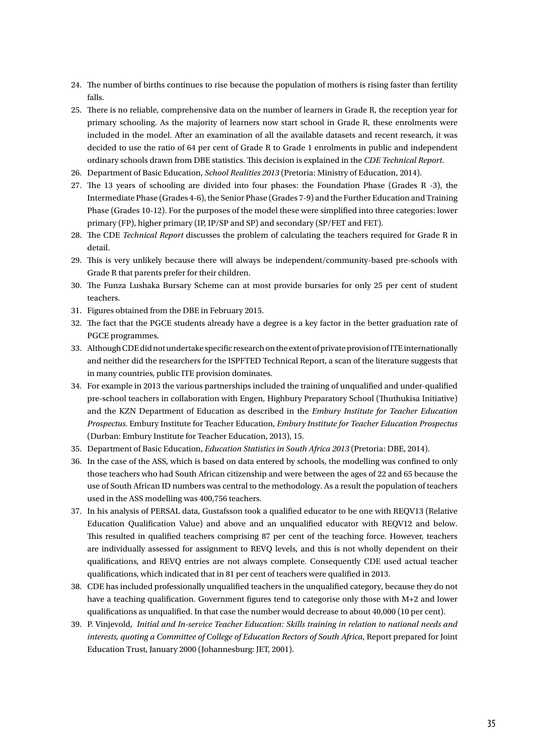24. The number of births continues to rise because the population of mothers is rising faster than fertility falls.
25. There is no reliable, comprehensive data on the number of learners in Grade R, the reception year for primary schooling. As the majority of learners now start school in Grade R, these enrolments were included in the model. After an examination of all the available datasets and recent research, it was decided to use the ratio of 64 per cent of Grade R to Grade 1 enrolments in public and independent ordinary schools drawn from DBE statistics. This decision is explained in the *CDE Technical Report*.
26. Department of Basic Education, *School Realities 2013* (Pretoria: Ministry of Education, 2014).
27. The 13 years of schooling are divided into four phases: the Foundation Phase (Grades R -3), the Intermediate Phase (Grades 4-6), the Senior Phase (Grades 7-9) and the Further Education and Training Phase (Grades 10-12). For the purposes of the model these were simplified into three categories: lower primary (FP), higher primary (IP, IP/SP and SP) and secondary (SP/FET and FET).
28. The CDE *Technical Report* discusses the problem of calculating the teachers required for Grade R in detail.
29. This is very unlikely because there will always be independent/community-based pre-schools with Grade R that parents prefer for their children.
30. The Funza Lushaka Bursary Scheme can at most provide bursaries for only 25 per cent of student teachers.
31. Figures obtained from the DBE in February 2015.
32. The fact that the PGCE students already have a degree is a key factor in the better graduation rate of PGCE programmes.
33. Although CDE did not undertake specific research on the extent of private provision of ITE internationally and neither did the researchers for the ISPFTED Technical Report, a scan of the literature suggests that in many countries, public ITE provision dominates.
34. For example in 2013 the various partnerships included the training of unqualified and under-qualified pre-school teachers in collaboration with Engen, Highbury Preparatory School (Thuthukisa Initiative) and the KZN Department of Education as described in the *Embury Institute for Teacher Education Prospectus*. Embury Institute for Teacher Education, *Embury Institute for Teacher Education Prospectus* (Durban: Embury Institute for Teacher Education, 2013), 15.
35. Department of Basic Education, *Education Statistics in South Africa 2013* (Pretoria: DBE, 2014).
36. In the case of the ASS, which is based on data entered by schools, the modelling was confined to only those teachers who had South African citizenship and were between the ages of 22 and 65 because the use of South African ID numbers was central to the methodology. As a result the population of teachers used in the ASS modelling was 400,756 teachers.
37. In his analysis of PERSAL data, Gustafsson took a qualified educator to be one with REQV13 (Relative Education Qualification Value) and above and an unqualified educator with REQV12 and below. This resulted in qualified teachers comprising 87 per cent of the teaching force. However, teachers are individually assessed for assignment to REVQ levels, and this is not wholly dependent on their qualifications, and REVQ entries are not always complete. Consequently CDE used actual teacher qualifications, which indicated that in 81 per cent of teachers were qualified in 2013.
38. CDE has included professionally unqualified teachers in the unqualified category, because they do not have a teaching qualification. Government figures tend to categorise only those with M+2 and lower qualifications as unqualified. In that case the number would decrease to about 40,000 (10 per cent).
39. P. Vinjevold, *Initial and In-service Teacher Education: Skills training in relation to national needs and interests, quoting a Committee of College of Education Rectors of South Africa*, Report prepared for Joint Education Trust, January 2000 (Johannesburg: JET, 2001).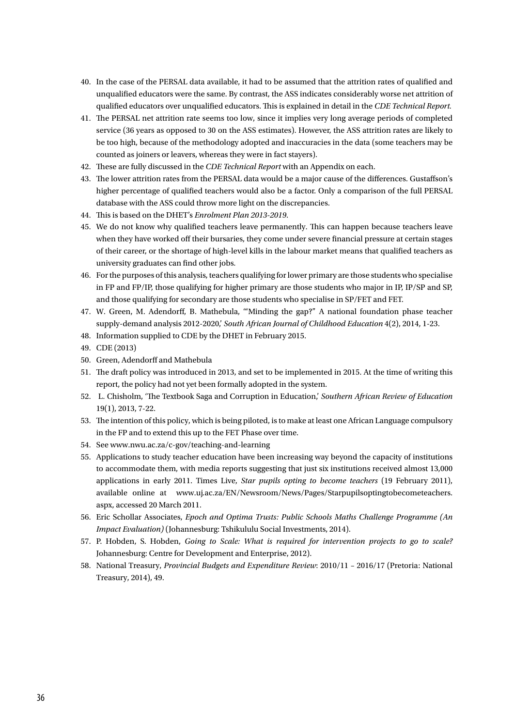40. In the case of the PERSAL data available, it had to be assumed that the attrition rates of qualified and unqualified educators were the same. By contrast, the ASS indicates considerably worse net attrition of qualified educators over unqualified educators. This is explained in detail in the *CDE Technical Report.*
41. The PERSAL net attrition rate seems too low, since it implies very long average periods of completed service (36 years as opposed to 30 on the ASS estimates). However, the ASS attrition rates are likely to be too high, because of the methodology adopted and inaccuracies in the data (some teachers may be counted as joiners or leavers, whereas they were in fact stayers).
42. These are fully discussed in the *CDE Technical Report* with an Appendix on each.
43. The lower attrition rates from the PERSAL data would be a major cause of the differences. Gustaffson's higher percentage of qualified teachers would also be a factor. Only a comparison of the full PERSAL database with the ASS could throw more light on the discrepancies.
44. This is based on the DHET's *Enrolment Plan 2013-2019*.
45. We do not know why qualified teachers leave permanently. This can happen because teachers leave when they have worked off their bursaries, they come under severe financial pressure at certain stages of their career, or the shortage of high-level kills in the labour market means that qualified teachers as university graduates can find other jobs.
46. For the purposes of this analysis, teachers qualifying for lower primary are those students who specialise in FP and FP/IP, those qualifying for higher primary are those students who major in IP, IP/SP and SP, and those qualifying for secondary are those students who specialise in SP/FET and FET.
47. W. Green, M. Adendorff, B. Mathebula, '"Minding the gap?" A national foundation phase teacher supply-demand analysis 2012-2020,' *South African Journal of Childhood Education* 4(2), 2014, 1-23.
48. Information supplied to CDE by the DHET in February 2015.
49. CDE (2013)
50. Green, Adendorff and Mathebula
51. The draft policy was introduced in 2013, and set to be implemented in 2015. At the time of writing this report, the policy had not yet been formally adopted in the system.
52. L. Chisholm, 'The Textbook Saga and Corruption in Education,' *Southern African Review of Education* 19(1), 2013, 7-22.
53. The intention of this policy, which is being piloted, is to make at least one African Language compulsory in the FP and to extend this up to the FET Phase over time.
54. See www.nwu.ac.za/c-gov/teaching-and-learning
55. Applications to study teacher education have been increasing way beyond the capacity of institutions to accommodate them, with media reports suggesting that just six institutions received almost 13,000 applications in early 2011. Times Live, *Star pupils opting to become teachers* (19 February 2011), available online at www.uj.ac.za/EN/Newsroom/News/Pages/Starpupilsoptingtobecometeachers.aspx, accessed 20 March 2011.
56. Eric Schollar Associates, *Epoch and Optima Trusts: Public Schools Maths Challenge Programme (An Impact Evaluation)* (Johannesburg: Tshikululu Social Investments, 2014).
57. P. Hobden, S. Hobden, *Going to Scale: What is required for intervention projects to go to scale?* Johannesburg: Centre for Development and Enterprise, 2012).
58. National Treasury, *Provincial Budgets and Expenditure Review*: 2010/11 – 2016/17 (Pretoria: National Treasury, 2014), 49.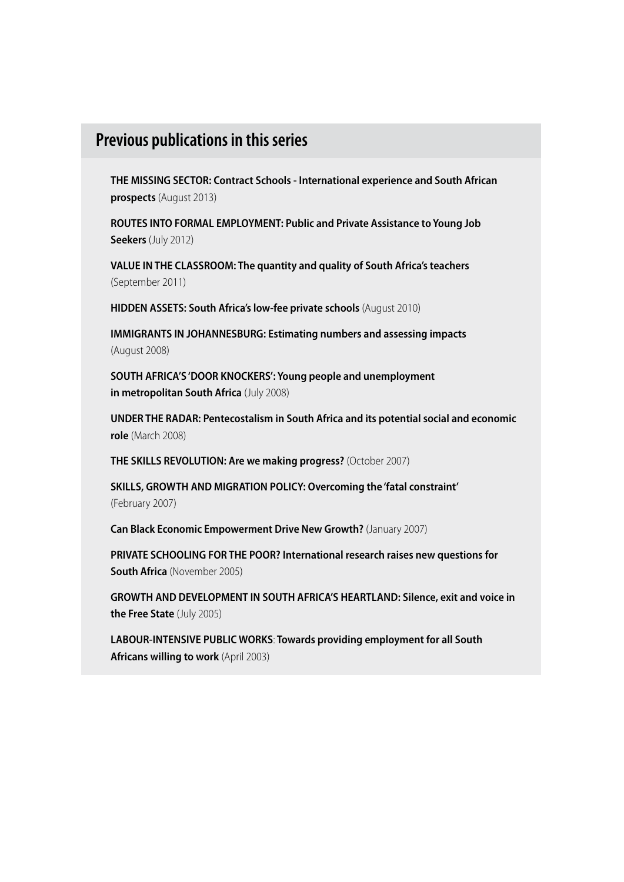## Previous publications in this series

**THE MISSING SECTOR: Contract Schools - International experience and South African prospects** (August 2013)

**ROUTES INTO FORMAL EMPLOYMENT: Public and Private Assistance to Young Job Seekers** (July 2012)

**VALUE IN THE CLASSROOM: The quantity and quality of South Africa's teachers** (September 2011)

**HIDDEN ASSETS: South Africa's low-fee private schools** (August 2010)

**IMMIGRANTS IN JOHANNESBURG: Estimating numbers and assessing impacts** (August 2008)

**SOUTH AFRICA'S 'DOOR KNOCKERS': Young people and unemployment in metropolitan South Africa** (July 2008)

**UNDER THE RADAR: Pentecostalism in South Africa and its potential social and economic role** (March 2008)

**THE SKILLS REVOLUTION: Are we making progress?** (October 2007)

**SKILLS, GROWTH AND MIGRATION POLICY: Overcoming the 'fatal constraint'** (February 2007)

**Can Black Economic Empowerment Drive New Growth?** (January 2007)

**PRIVATE SCHOOLING FOR THE POOR? International research raises new questions for South Africa** (November 2005)

**GROWTH AND DEVELOPMENT IN SOUTH AFRICA'S HEARTLAND: Silence, exit and voice in the Free State** (July 2005)

**LABOUR-INTENSIVE PUBLIC WORKS**: **Towards providing employment for all South Africans willing to work** (April 2003)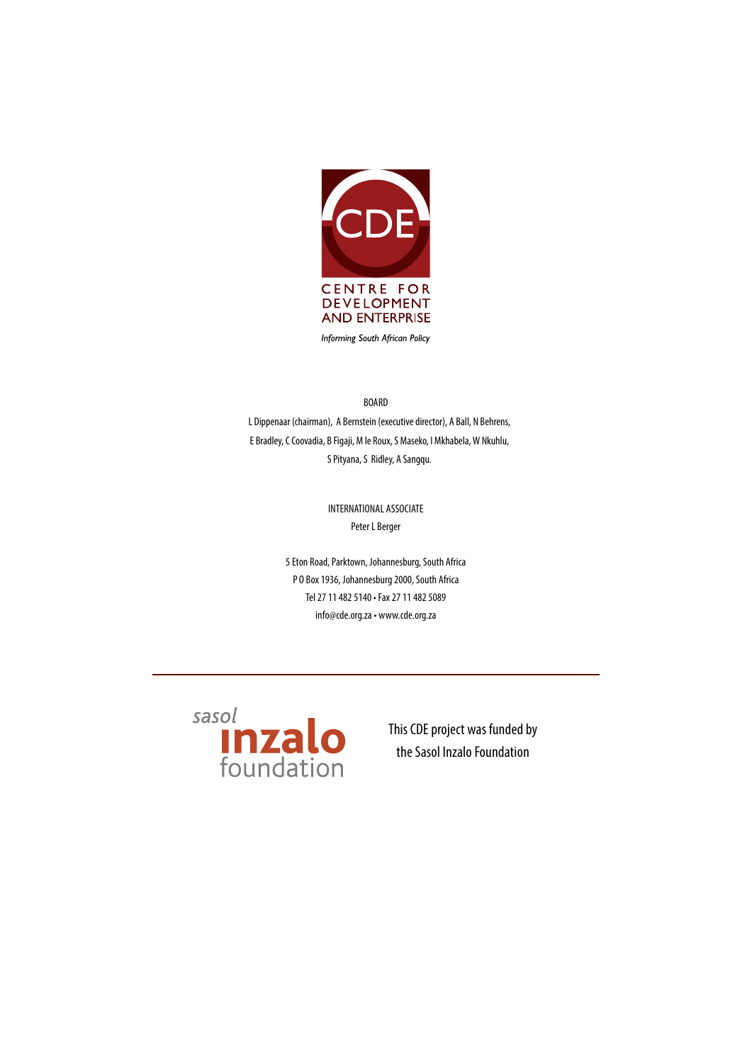CDE

CENTRE FOR DEVELOPMENT AND ENTERPRISE

*Informing South African Policy*

BOARD

L Dippenaar (chairman), A Bernstein (executive director), A Ball, N Behrens, E Bradley, C Coovadia, B Figaji, M le Roux, S Maseko, I Mkhabela, W Nkuhlu, S Pityana, S Ridley, A Sangqu.

INTERNATIONAL ASSOCIATE

Peter L Berger

5 Eton Road, Parktown, Johannesburg, South Africa
P O Box 1936, Johannesburg 2000, South Africa
Tel 27 11 482 5140 • Fax 27 11 482 5089
info@cde.org.za • www.cde.org.za

---

sasol inzalo foundation

This CDE project was funded by the Sasol Inzalo Foundation